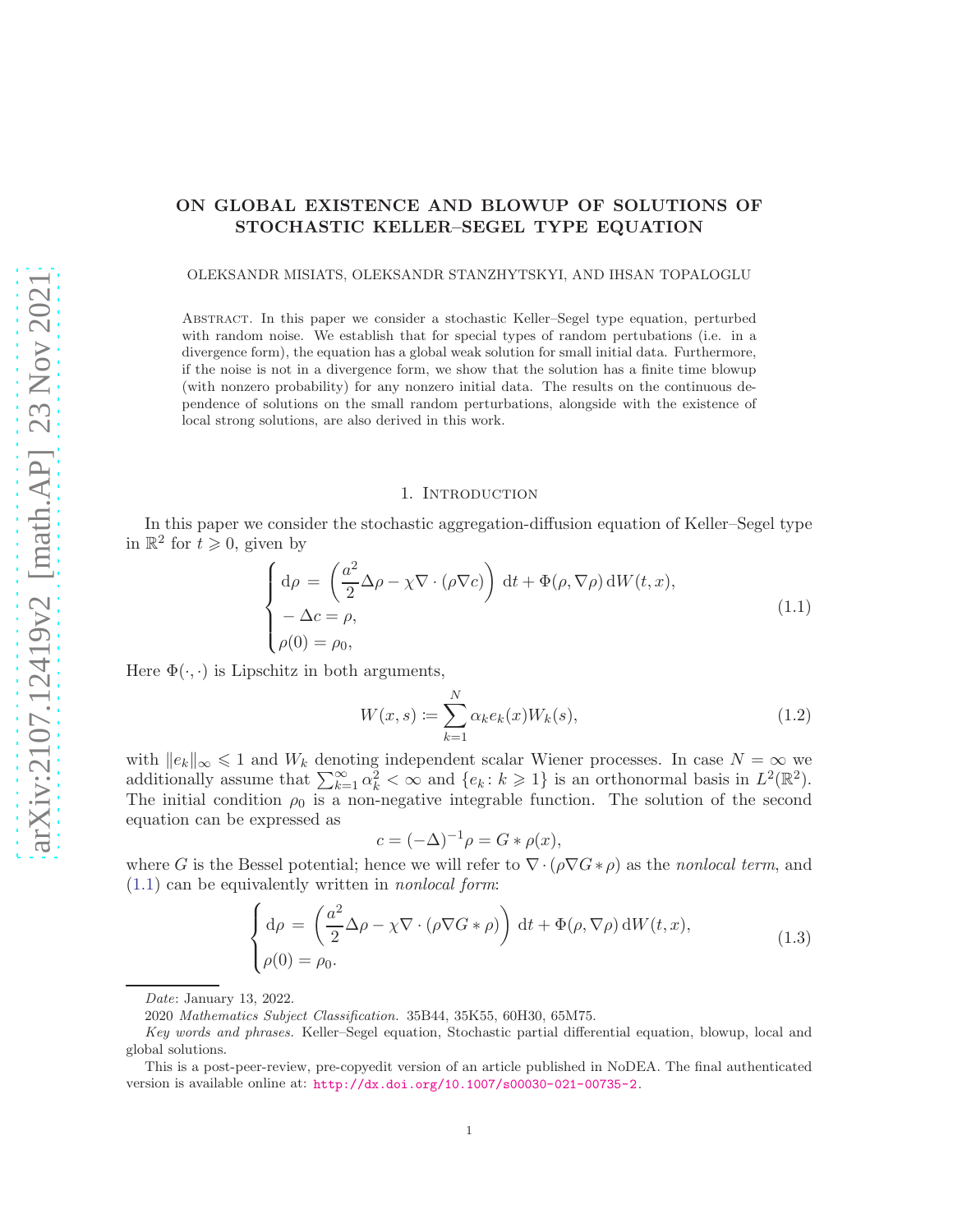# ON GLOBAL EXISTENCE AND BLOWUP OF SOLUTIONS OF STOCHASTIC KELLER–SEGEL TYPE EQUATION

OLEKSANDR MISIATS, OLEKSANDR STANZHYTSKYI, AND IHSAN TOPALOGLU

Abstract. In this paper we consider a stochastic Keller–Segel type equation, perturbed with random noise. We establish that for special types of random pertubations (i.e. in a divergence form), the equation has a global weak solution for small initial data. Furthermore, if the noise is not in a divergence form, we show that the solution has a finite time blowup (with nonzero probability) for any nonzero initial data. The results on the continuous dependence of solutions on the small random perturbations, alongside with the existence of local strong solutions, are also derived in this work.

## 1. Introduction

In this paper we consider the stochastic aggregation-diffusion equation of Keller–Segel type in $\mathbb{R}^2$ for $t \geqslant 0$, given by

$$
\begin{cases}
\mathrm{d}\rho = \left(\dfrac{a^2}{2}\Delta\rho - \chi\nabla\cdot(\rho\nabla c)\right)\,\mathrm{d}t + \Phi(\rho,\nabla\rho)\,\mathrm{d}W(t,x), \\
-\Delta c = \rho, \\
\rho(0) = \rho_0,
\end{cases}
\tag{1.1}
$$

Here $\Phi(\cdot,\cdot)$ is Lipschitz in both arguments,

$$
W(x,s) \coloneqq \sum_{k=1}^{N} \alpha_k e_k(x) W_k(s), \tag{1.2}
$$

with $\|e_k\|_\infty \leqslant 1$ and $W_k$ denoting independent scalar Wiener processes. In case $N=\infty$ we additionally assume that $\sum_{k=1}^{\infty}\alpha_k^2 < \infty$ and $\{e_k : k \geqslant 1\}$ is an orthonormal basis in $L^2(\mathbb{R}^2)$. The initial condition $\rho_0$ is a non-negative integrable function. The solution of the second equation can be expressed as

$$
c = (-\Delta)^{-1}\rho = G * \rho(x),
$$

where $G$ is the Bessel potential; hence we will refer to $\nabla\cdot(\rho\nabla G*\rho)$ as the *nonlocal term*, and (1.1) can be equivalently written in *nonlocal form*:

$$
\begin{cases}
\mathrm{d}\rho = \left(\dfrac{a^2}{2}\Delta\rho - \chi\nabla\cdot(\rho\nabla G*\rho)\right)\,\mathrm{d}t + \Phi(\rho,\nabla\rho)\,\mathrm{d}W(t,x), \\
\rho(0) = \rho_0.
\end{cases}
\tag{1.3}
$$

*Date*: January 13, 2022.

2020 *Mathematics Subject Classification.* 35B44, 35K55, 60H30, 65M75.

*Key words and phrases.* Keller–Segel equation, Stochastic partial differential equation, blowup, local and global solutions.

This is a post-peer-review, pre-copyedit version of an article published in NoDEA. The final authenticated version is available online at: http://dx.doi.org/10.1007/s00030-021-00735-2.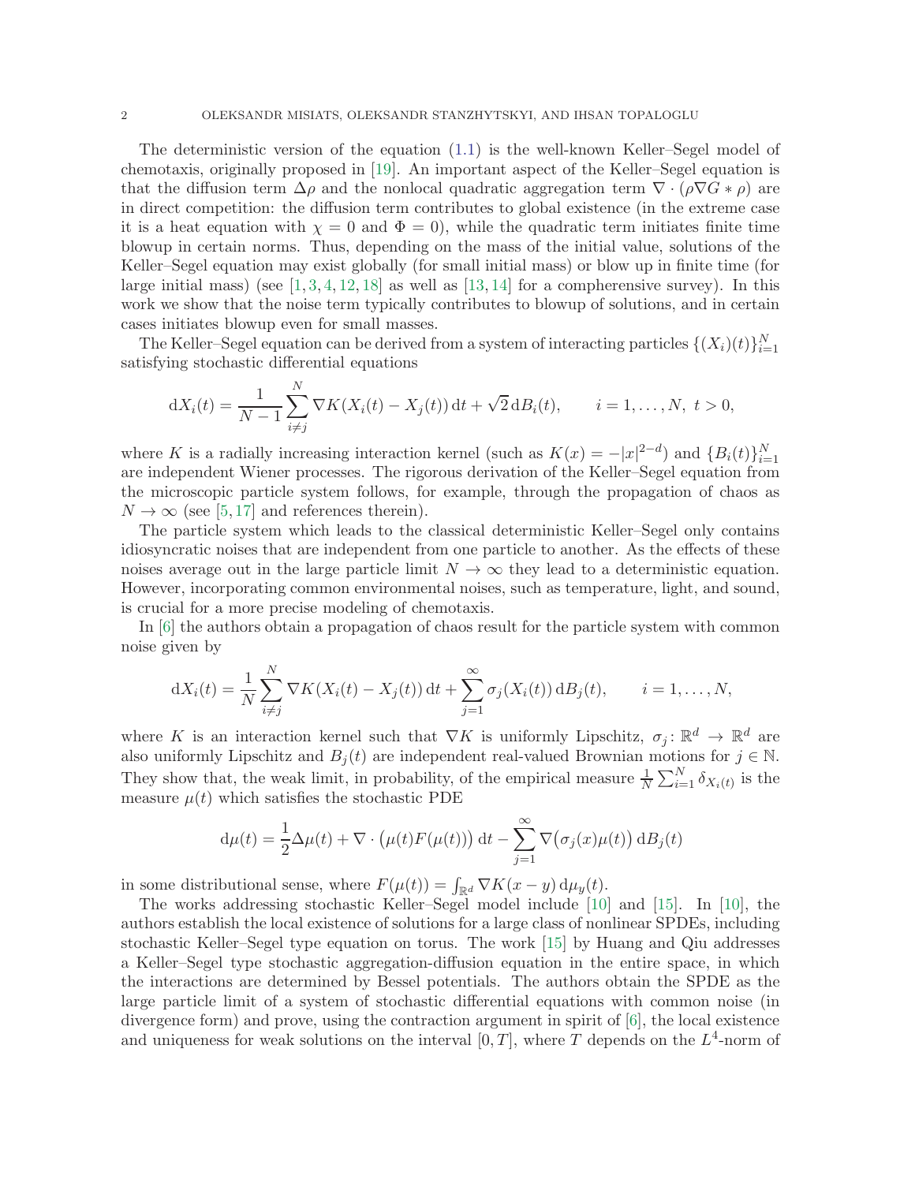The deterministic version of the equation (1.1) is the well-known Keller–Segel model of chemotaxis, originally proposed in [19]. An important aspect of the Keller–Segel equation is that the diffusion term $\Delta\rho$ and the nonlocal quadratic aggregation term $\nabla\cdot(\rho\nabla G*\rho)$ are in direct competition: the diffusion term contributes to global existence (in the extreme case it is a heat equation with $\chi=0$ and $\Phi=0$), while the quadratic term initiates finite time blowup in certain norms. Thus, depending on the mass of the initial value, solutions of the Keller–Segel equation may exist globally (for small initial mass) or blow up in finite time (for large initial mass) (see [1, 3, 4, 12, 18] as well as [13, 14] for a compherensive survey). In this work we show that the noise term typically contributes to blowup of solutions, and in certain cases initiates blowup even for small masses.

The Keller–Segel equation can be derived from a system of interacting particles $\{(X_i)(t)\}_{i=1}^N$ satisfying stochastic differential equations

$$\mathrm{d}X_i(t) = \frac{1}{N-1}\sum_{i\neq j}^{N} \nabla K(X_i(t)-X_j(t))\,\mathrm{d}t + \sqrt{2}\,\mathrm{d}B_i(t), \qquad i=1,\dots,N,\ t>0,$$

where $K$ is a radially increasing interaction kernel (such as $K(x)=-|x|^{2-d}$) and $\{B_i(t)\}_{i=1}^N$ are independent Wiener processes. The rigorous derivation of the Keller–Segel equation from the microscopic particle system follows, for example, through the propagation of chaos as $N\to\infty$ (see [5, 17] and references therein).

The particle system which leads to the classical deterministic Keller–Segel only contains idiosyncratic noises that are independent from one particle to another. As the effects of these noises average out in the large particle limit $N\to\infty$ they lead to a deterministic equation. However, incorporating common environmental noises, such as temperature, light, and sound, is crucial for a more precise modeling of chemotaxis.

In [6] the authors obtain a propagation of chaos result for the particle system with common noise given by

$$\mathrm{d}X_i(t) = \frac{1}{N}\sum_{i\neq j}^{N} \nabla K(X_i(t)-X_j(t))\,\mathrm{d}t + \sum_{j=1}^{\infty}\sigma_j(X_i(t))\,\mathrm{d}B_j(t), \qquad i=1,\dots,N,$$

where $K$ is an interaction kernel such that $\nabla K$ is uniformly Lipschitz, $\sigma_j\colon\mathbb{R}^d\to\mathbb{R}^d$ are also uniformly Lipschitz and $B_j(t)$ are independent real-valued Brownian motions for $j\in\mathbb{N}$. They show that, the weak limit, in probability, of the empirical measure $\frac{1}{N}\sum_{i=1}^N\delta_{X_i(t)}$ is the measure $\mu(t)$ which satisfies the stochastic PDE

$$\mathrm{d}\mu(t) = \frac{1}{2}\Delta\mu(t) + \nabla\cdot\big(\mu(t)F(\mu(t))\big)\,\mathrm{d}t - \sum_{j=1}^{\infty}\nabla\big(\sigma_j(x)\mu(t)\big)\,\mathrm{d}B_j(t)$$

in some distributional sense, where $F(\mu(t))=\int_{\mathbb{R}^d}\nabla K(x-y)\,\mathrm{d}\mu_y(t)$.

The works addressing stochastic Keller–Segel model include [10] and [15]. In [10], the authors establish the local existence of solutions for a large class of nonlinear SPDEs, including stochastic Keller–Segel type equation on torus. The work [15] by Huang and Qiu addresses a Keller–Segel type stochastic aggregation-diffusion equation in the entire space, in which the interactions are determined by Bessel potentials. The authors obtain the SPDE as the large particle limit of a system of stochastic differential equations with common noise (in divergence form) and prove, using the contraction argument in spirit of [6], the local existence and uniqueness for weak solutions on the interval $[0,T]$, where $T$ depends on the $L^4$-norm of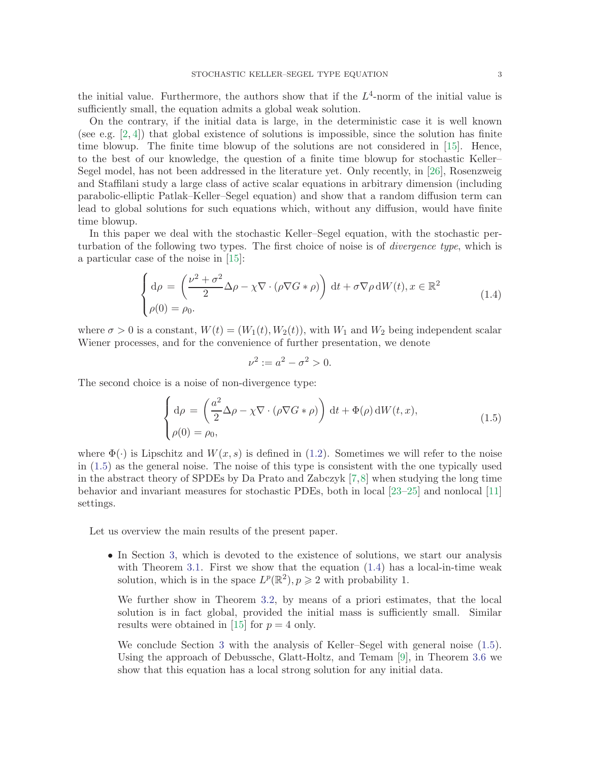the initial value. Furthermore, the authors show that if the $L^4$-norm of the initial value is sufficiently small, the equation admits a global weak solution.

On the contrary, if the initial data is large, in the deterministic case it is well known (see e.g. [2, 4]) that global existence of solutions is impossible, since the solution has finite time blowup. The finite time blowup of the solutions are not considered in [15]. Hence, to the best of our knowledge, the question of a finite time blowup for stochastic Keller–Segel model, has not been addressed in the literature yet. Only recently, in [26], Rosenzweig and Staffilani study a large class of active scalar equations in arbitrary dimension (including parabolic-elliptic Patlak–Keller–Segel equation) and show that a random diffusion term can lead to global solutions for such equations which, without any diffusion, would have finite time blowup.

In this paper we deal with the stochastic Keller–Segel equation, with the stochastic perturbation of the following two types. The first choice of noise is of *divergence type*, which is a particular case of the noise in [15]:

$$
\begin{cases}
\mathrm{d}\rho = \left(\dfrac{\nu^2+\sigma^2}{2}\Delta\rho - \chi\nabla\cdot(\rho\nabla G*\rho)\right)\,\mathrm{d}t + \sigma\nabla\rho\,\mathrm{d}W(t), x\in\mathbb{R}^2 \\
\rho(0) = \rho_0.
\end{cases}
\tag{1.4}
$$

where $\sigma > 0$ is a constant, $W(t) = (W_1(t), W_2(t))$, with $W_1$ and $W_2$ being independent scalar Wiener processes, and for the convenience of further presentation, we denote

$$
\nu^2 := a^2 - \sigma^2 > 0.
$$

The second choice is a noise of non-divergence type:

$$
\begin{cases}
\mathrm{d}\rho = \left(\dfrac{a^2}{2}\Delta\rho - \chi\nabla\cdot(\rho\nabla G*\rho)\right)\,\mathrm{d}t + \Phi(\rho)\,\mathrm{d}W(t,x), \\
\rho(0) = \rho_0,
\end{cases}
\tag{1.5}
$$

where $\Phi(\cdot)$ is Lipschitz and $W(x,s)$ is defined in (1.2). Sometimes we will refer to the noise in (1.5) as the general noise. The noise of this type is consistent with the one typically used in the abstract theory of SPDEs by Da Prato and Zabczyk [7, 8] when studying the long time behavior and invariant measures for stochastic PDEs, both in local [23–25] and nonlocal [11] settings.

Let us overview the main results of the present paper.

- In Section 3, which is devoted to the existence of solutions, we start our analysis with Theorem 3.1. First we show that the equation (1.4) has a local-in-time weak solution, which is in the space $L^p(\mathbb{R}^2), p \geqslant 2$ with probability 1.

  We further show in Theorem 3.2, by means of a priori estimates, that the local solution is in fact global, provided the initial mass is sufficiently small. Similar results were obtained in [15] for $p = 4$ only.

  We conclude Section 3 with the analysis of Keller–Segel with general noise (1.5). Using the approach of Debussche, Glatt-Holtz, and Temam [9], in Theorem 3.6 we show that this equation has a local strong solution for any initial data.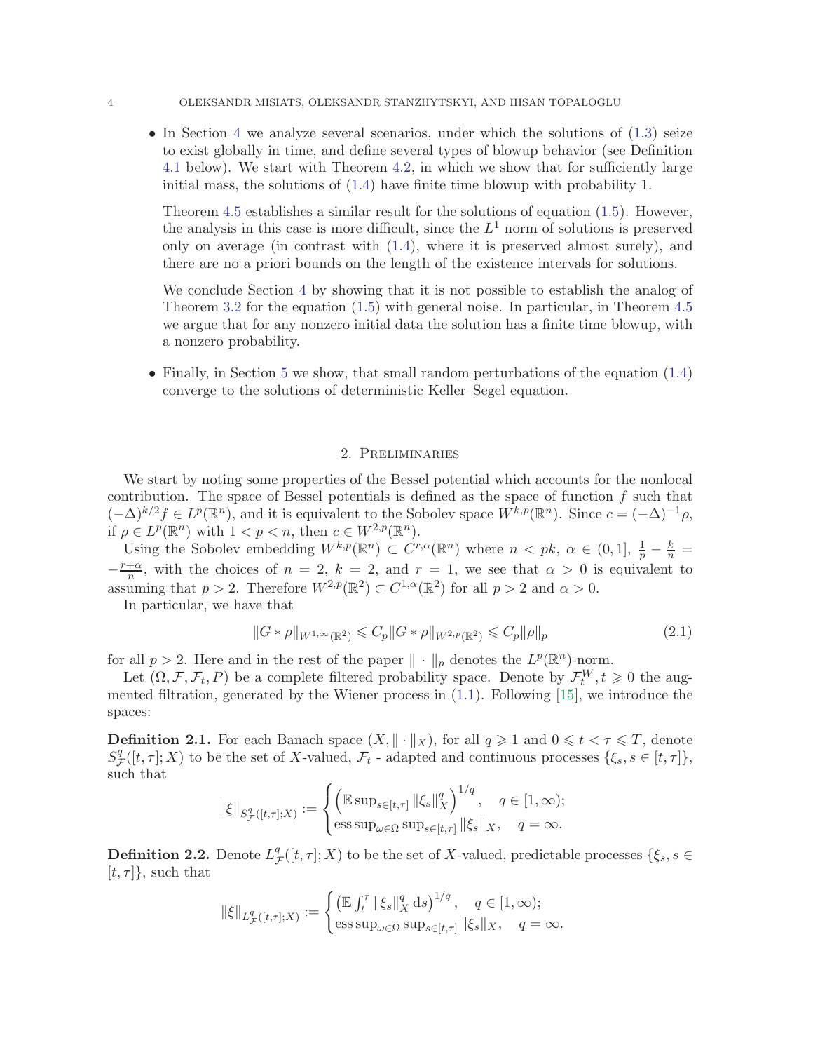- In Section 4 we analyze several scenarios, under which the solutions of (1.3) seize to exist globally in time, and define several types of blowup behavior (see Definition 4.1 below). We start with Theorem 4.2, in which we show that for sufficiently large initial mass, the solutions of (1.4) have finite time blowup with probability 1.

  Theorem 4.5 establishes a similar result for the solutions of equation (1.5). However, the analysis in this case is more difficult, since the $L^1$ norm of solutions is preserved only on average (in contrast with (1.4), where it is preserved almost surely), and there are no a priori bounds on the length of the existence intervals for solutions.

  We conclude Section 4 by showing that it is not possible to establish the analog of Theorem 3.2 for the equation (1.5) with general noise. In particular, in Theorem 4.5 we argue that for any nonzero initial data the solution has a finite time blowup, with a nonzero probability.

- Finally, in Section 5 we show, that small random perturbations of the equation (1.4) converge to the solutions of deterministic Keller–Segel equation.

## 2. Preliminaries

We start by noting some properties of the Bessel potential which accounts for the nonlocal contribution. The space of Bessel potentials is defined as the space of function $f$ such that $(-\Delta)^{k/2}f \in L^p(\mathbb{R}^n)$, and it is equivalent to the Sobolev space $W^{k,p}(\mathbb{R}^n)$. Since $c = (-\Delta)^{-1}\rho$, if $\rho \in L^p(\mathbb{R}^n)$ with $1 < p < n$, then $c \in W^{2,p}(\mathbb{R}^n)$.

Using the Sobolev embedding $W^{k,p}(\mathbb{R}^n) \subset C^{r,\alpha}(\mathbb{R}^n)$ where $n < pk$, $\alpha \in (0,1]$, $\frac{1}{p} - \frac{k}{n} = -\frac{r+\alpha}{n}$, with the choices of $n = 2$, $k = 2$, and $r = 1$, we see that $\alpha > 0$ is equivalent to assuming that $p > 2$. Therefore $W^{2,p}(\mathbb{R}^2) \subset C^{1,\alpha}(\mathbb{R}^2)$ for all $p > 2$ and $\alpha > 0$.

In particular, we have that

$$\|G * \rho\|_{W^{1,\infty}(\mathbb{R}^2)} \leqslant C_p \|G * \rho\|_{W^{2,p}(\mathbb{R}^2)} \leqslant C_p \|\rho\|_p \tag{2.1}$$

for all $p > 2$. Here and in the rest of the paper $\|\cdot\|_p$ denotes the $L^p(\mathbb{R}^n)$-norm.

Let $(\Omega, \mathcal{F}, \mathcal{F}_t, P)$ be a complete filtered probability space. Denote by $\mathcal{F}_t^W, t \geqslant 0$ the augmented filtration, generated by the Wiener process in (1.1). Following [15], we introduce the spaces:

**Definition 2.1.** For each Banach space $(X, \|\cdot\|_X)$, for all $q \geqslant 1$ and $0 \leqslant t < \tau \leqslant T$, denote $S^q_{\mathcal{F}}([t,\tau];X)$ to be the set of $X$-valued, $\mathcal{F}_t$ - adapted and continuous processes $\{\xi_s, s \in [t,\tau]\}$, such that

$$\|\xi\|_{S^q_{\mathcal{F}}([t,\tau];X)} := \begin{cases} \left(\mathbb{E}\sup_{s\in[t,\tau]} \|\xi_s\|_X^q\right)^{1/q}, & q \in [1,\infty); \\ \operatorname{ess\,sup}_{\omega\in\Omega} \sup_{s\in[t,\tau]} \|\xi_s\|_X, & q = \infty. \end{cases}$$

**Definition 2.2.** Denote $L^q_{\mathcal{F}}([t,\tau];X)$ to be the set of $X$-valued, predictable processes $\{\xi_s, s \in [t,\tau]\}$, such that

$$\|\xi\|_{L^q_{\mathcal{F}}([t,\tau];X)} := \begin{cases} \left(\mathbb{E}\int_t^\tau \|\xi_s\|_X^q \, \mathrm{d}s\right)^{1/q}, & q \in [1,\infty); \\ \operatorname{ess\,sup}_{\omega\in\Omega} \sup_{s\in[t,\tau]} \|\xi_s\|_X, & q = \infty. \end{cases}$$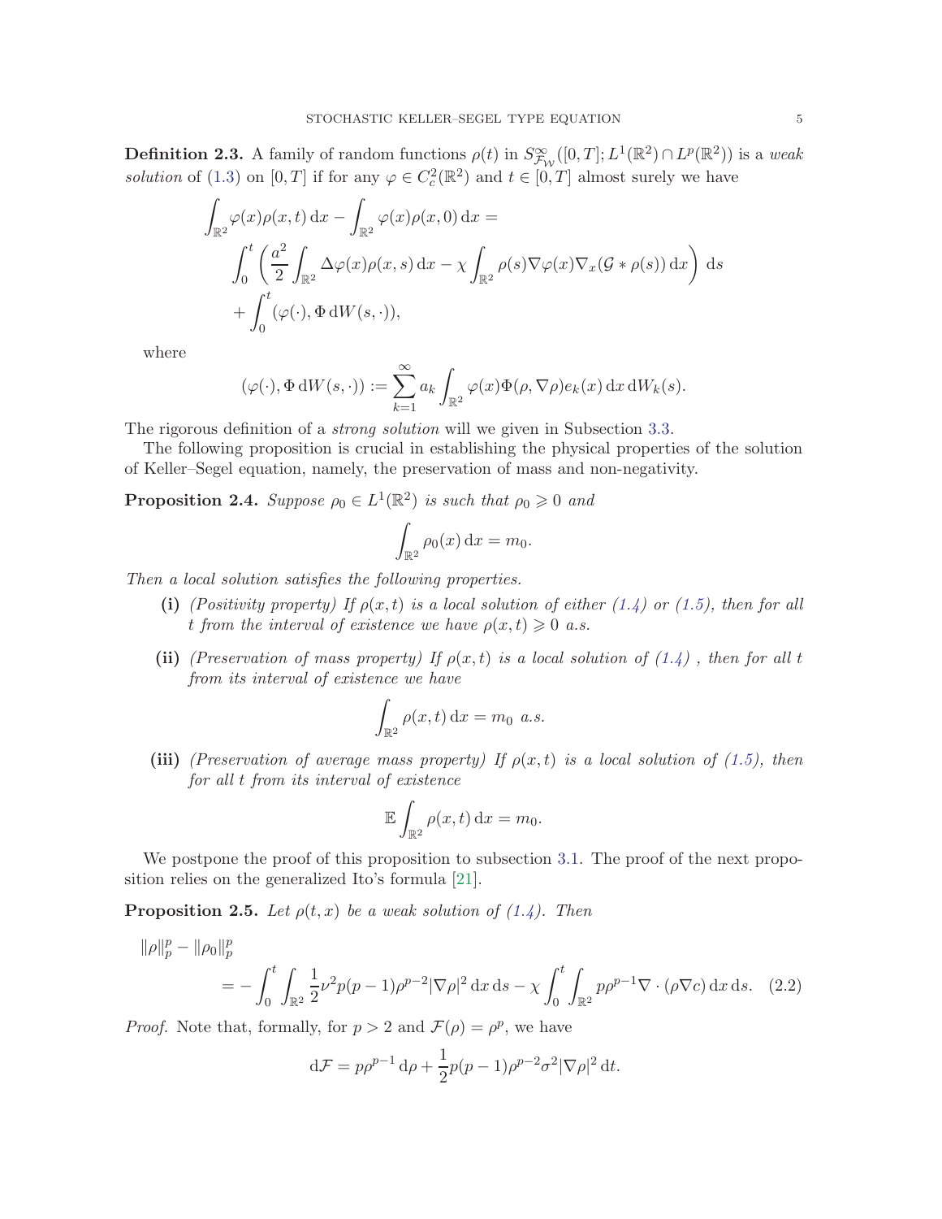**Definition 2.3.** A family of random functions $\rho(t)$ in $S^{\infty}_{\mathcal{F}_{\mathcal{W}}}([0,T];L^1(\mathbb{R}^2)\cap L^p(\mathbb{R}^2))$ is a *weak solution* of (1.3) on $[0,T]$ if for any $\varphi \in C^2_c(\mathbb{R}^2)$ and $t\in[0,T]$ almost surely we have

$$
\begin{aligned}
&\int_{\mathbb{R}^2} \varphi(x)\rho(x,t)\,\mathrm{d}x - \int_{\mathbb{R}^2} \varphi(x)\rho(x,0)\,\mathrm{d}x = \\
&\quad \int_0^t \left( \frac{a^2}{2}\int_{\mathbb{R}^2} \Delta\varphi(x)\rho(x,s)\,\mathrm{d}x - \chi \int_{\mathbb{R}^2} \rho(s)\nabla\varphi(x)\nabla_x(\mathcal{G}*\rho(s))\,\mathrm{d}x \right)\mathrm{d}s \\
&\quad + \int_0^t (\varphi(\cdot), \Phi\,\mathrm{d}W(s,\cdot)),
\end{aligned}
$$

where

$$
(\varphi(\cdot), \Phi\,\mathrm{d}W(s,\cdot)) := \sum_{k=1}^{\infty} a_k \int_{\mathbb{R}^2} \varphi(x)\Phi(\rho,\nabla\rho)e_k(x)\,\mathrm{d}x\,\mathrm{d}W_k(s).
$$

The rigorous definition of a *strong solution* will we given in Subsection 3.3.

The following proposition is crucial in establishing the physical properties of the solution of Keller–Segel equation, namely, the preservation of mass and non-negativity.

**Proposition 2.4.** *Suppose $\rho_0 \in L^1(\mathbb{R}^2)$ is such that $\rho_0 \geqslant 0$ and*

$$
\int_{\mathbb{R}^2} \rho_0(x)\,\mathrm{d}x = m_0.
$$

*Then a local solution satisfies the following properties.*

- **(i)** *(Positivity property) If $\rho(x,t)$ is a local solution of either (1.4) or (1.5), then for all $t$ from the interval of existence we have $\rho(x,t)\geqslant 0$ a.s.*
- **(ii)** *(Preservation of mass property) If $\rho(x,t)$ is a local solution of (1.4) , then for all $t$ from its interval of existence we have*

$$
\int_{\mathbb{R}^2} \rho(x,t)\,\mathrm{d}x = m_0 \ \ a.s.
$$

- **(iii)** *(Preservation of average mass property) If $\rho(x,t)$ is a local solution of (1.5), then for all $t$ from its interval of existence*

$$
\mathbb{E}\int_{\mathbb{R}^2} \rho(x,t)\,\mathrm{d}x = m_0.
$$

We postpone the proof of this proposition to subsection 3.1. The proof of the next proposition relies on the generalized Ito's formula [21].

**Proposition 2.5.** *Let $\rho(t,x)$ be a weak solution of (1.4). Then*

$$
\begin{aligned}
&\|\rho\|_p^p - \|\rho_0\|_p^p \\
&\quad = -\int_0^t \int_{\mathbb{R}^2} \frac{1}{2}\nu^2 p(p-1)\rho^{p-2}|\nabla\rho|^2\,\mathrm{d}x\,\mathrm{d}s - \chi\int_0^t\int_{\mathbb{R}^2} p\rho^{p-1}\nabla\cdot(\rho\nabla c)\,\mathrm{d}x\,\mathrm{d}s. \quad (2.2)
\end{aligned}
$$

*Proof.* Note that, formally, for $p>2$ and $\mathcal{F}(\rho)=\rho^p$, we have

$$
\mathrm{d}\mathcal{F} = p\rho^{p-1}\,\mathrm{d}\rho + \frac{1}{2}p(p-1)\rho^{p-2}\sigma^2|\nabla\rho|^2\,\mathrm{d}t.
$$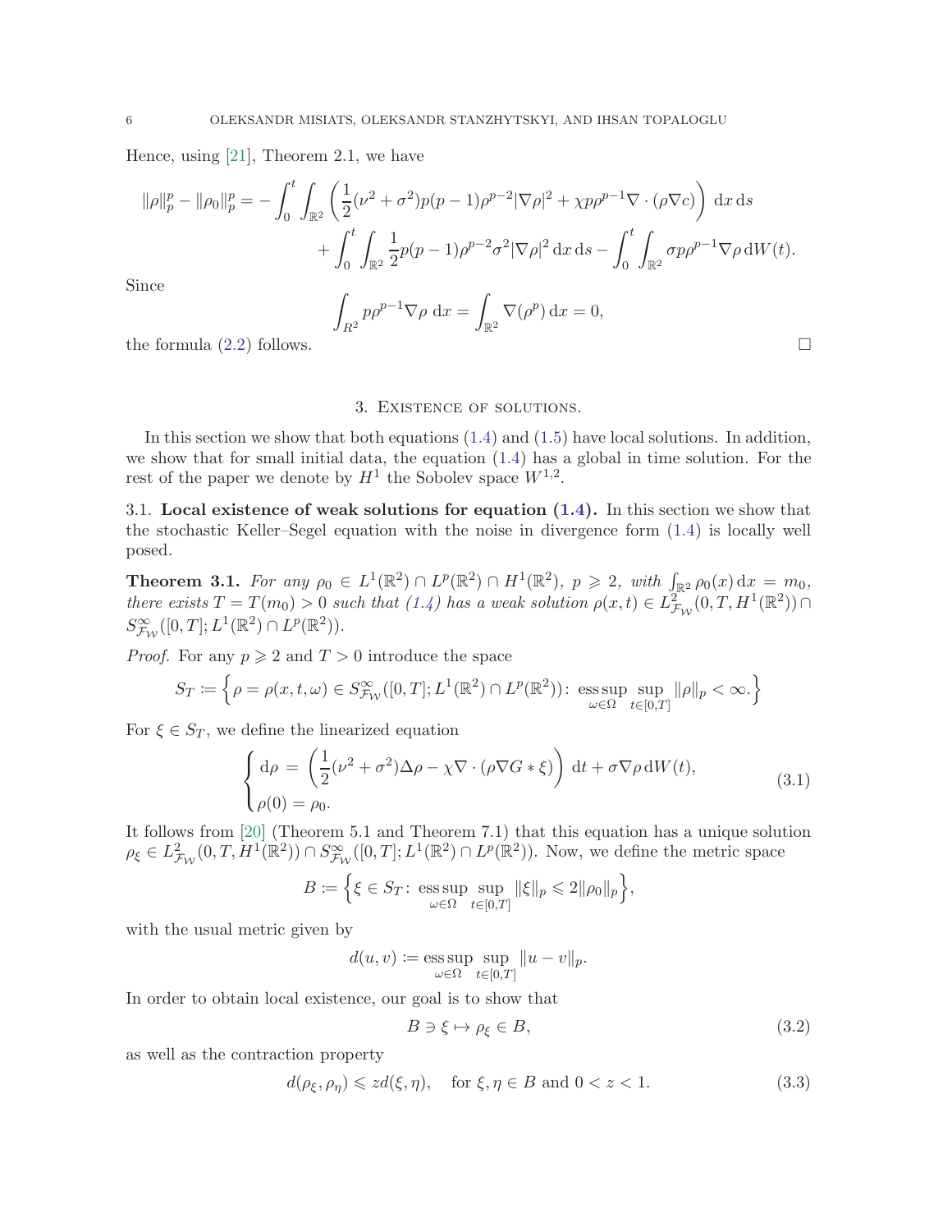Hence, using [21], Theorem 2.1, we have

$$
\|\rho\|_p^p - \|\rho_0\|_p^p = -\int_0^t \int_{\mathbb{R}^2} \left( \frac{1}{2}(\nu^2+\sigma^2)p(p-1)\rho^{p-2}|\nabla\rho|^2 + \chi p \rho^{p-1}\nabla\cdot(\rho\nabla c)\right) \mathrm{d}x\, \mathrm{d}s
$$

$$
+ \int_0^t \int_{\mathbb{R}^2} \frac{1}{2}p(p-1)\rho^{p-2}\sigma^2|\nabla\rho|^2 \,\mathrm{d}x\,\mathrm{d}s - \int_0^t \int_{\mathbb{R}^2} \sigma p \rho^{p-1}\nabla\rho \,\mathrm{d}W(t).
$$

Since

$$
\int_{R^2} p\rho^{p-1}\nabla\rho \,\mathrm{d}x = \int_{\mathbb{R}^2} \nabla(\rho^p)\,\mathrm{d}x = 0,
$$

the formula (2.2) follows. □

## 3. Existence of solutions.

In this section we show that both equations (1.4) and (1.5) have local solutions. In addition, we show that for small initial data, the equation (1.4) has a global in time solution. For the rest of the paper we denote by $H^1$ the Sobolev space $W^{1,2}$.

### 3.1. Local existence of weak solutions for equation (1.4).

In this section we show that the stochastic Keller–Segel equation with the noise in divergence form (1.4) is locally well posed.

**Theorem 3.1.** *For any $\rho_0 \in L^1(\mathbb{R}^2)\cap L^p(\mathbb{R}^2)\cap H^1(\mathbb{R}^2)$, $p \geqslant 2$, with $\int_{\mathbb{R}^2}\rho_0(x)\,\mathrm{d}x = m_0$, there exists $T = T(m_0) > 0$ such that (1.4) has a weak solution $\rho(x,t) \in L^2_{\mathcal{F}_\mathcal{W}}(0,T,H^1(\mathbb{R}^2)) \cap S^\infty_{\mathcal{F}_\mathcal{W}}([0,T];L^1(\mathbb{R}^2)\cap L^p(\mathbb{R}^2))$.*

*Proof.* For any $p \geqslant 2$ and $T > 0$ introduce the space

$$
S_T := \left\{ \rho = \rho(x,t,\omega) \in S^\infty_{\mathcal{F}_\mathcal{W}}([0,T];L^1(\mathbb{R}^2)\cap L^p(\mathbb{R}^2)) \colon \operatorname*{ess\,sup}_{\omega\in\Omega} \sup_{t\in[0,T]} \|\rho\|_p < \infty. \right\}
$$

For $\xi \in S_T$, we define the linearized equation

$$
\begin{cases}
\mathrm{d}\rho = \left( \dfrac{1}{2}(\nu^2+\sigma^2)\Delta\rho - \chi\nabla\cdot(\rho\nabla G * \xi) \right) \mathrm{d}t + \sigma\nabla\rho\,\mathrm{d}W(t), \\
\rho(0) = \rho_0.
\end{cases}
\tag{3.1}
$$

It follows from [20] (Theorem 5.1 and Theorem 7.1) that this equation has a unique solution $\rho_\xi \in L^2_{\mathcal{F}_\mathcal{W}}(0,T,H^1(\mathbb{R}^2)) \cap S^\infty_{\mathcal{F}_\mathcal{W}}([0,T];L^1(\mathbb{R}^2)\cap L^p(\mathbb{R}^2))$. Now, we define the metric space

$$
B := \left\{ \xi \in S_T \colon \operatorname*{ess\,sup}_{\omega\in\Omega} \sup_{t\in[0,T]} \|\xi\|_p \leqslant 2\|\rho_0\|_p \right\},
$$

with the usual metric given by

$$
d(u,v) := \operatorname*{ess\,sup}_{\omega\in\Omega} \sup_{t\in[0,T]} \|u-v\|_p.
$$

In order to obtain local existence, our goal is to show that

$$
B \ni \xi \mapsto \rho_\xi \in B, \tag{3.2}
$$

as well as the contraction property

$$
d(\rho_\xi,\rho_\eta) \leqslant z\,d(\xi,\eta), \quad \text{for } \xi,\eta\in B \text{ and } 0<z<1. \tag{3.3}
$$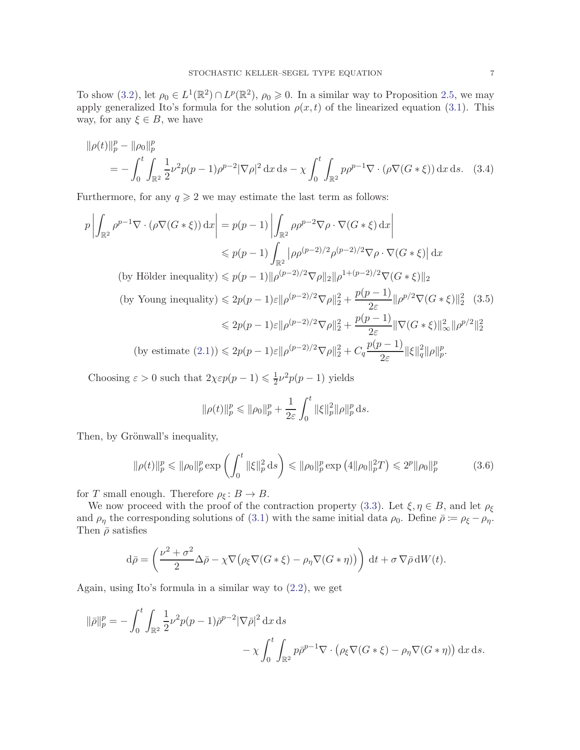To show (3.2), let $\rho_0 \in L^1(\mathbb{R}^2) \cap L^p(\mathbb{R}^2)$, $\rho_0 \geqslant 0$. In a similar way to Proposition 2.5, we may apply generalized Ito's formula for the solution $\rho(x,t)$ of the linearized equation (3.1). This way, for any $\xi \in B$, we have

$$
\begin{aligned}
&\|\rho(t)\|_p^p - \|\rho_0\|_p^p \\
&\quad = -\int_0^t \int_{\mathbb{R}^2} \frac{1}{2}\nu^2 p(p-1)\rho^{p-2}|\nabla\rho|^2 \,\mathrm{d}x\,\mathrm{d}s - \chi \int_0^t \int_{\mathbb{R}^2} p\rho^{p-1}\nabla\cdot(\rho\nabla(G*\xi))\,\mathrm{d}x\,\mathrm{d}s. \quad (3.4)
\end{aligned}
$$

Furthermore, for any $q \geqslant 2$ we may estimate the last term as follows:

$$
\begin{aligned}
p\left|\int_{\mathbb{R}^2} \rho^{p-1}\nabla\cdot(\rho\nabla(G*\xi))\,\mathrm{d}x\right| &= p(p-1)\left|\int_{\mathbb{R}^2} \rho\rho^{p-2}\nabla\rho\cdot\nabla(G*\xi)\,\mathrm{d}x\right| \\
&\leqslant p(p-1)\int_{\mathbb{R}^2} \left|\rho\rho^{(p-2)/2}\rho^{(p-2)/2}\nabla\rho\cdot\nabla(G*\xi)\right|\mathrm{d}x \\
\text{(by Hölder inequality)} &\leqslant p(p-1)\|\rho^{(p-2)/2}\nabla\rho\|_2\|\rho^{1+(p-2)/2}\nabla(G*\xi)\|_2 \\
\text{(by Young inequality)} &\leqslant 2p(p-1)\varepsilon\|\rho^{(p-2)/2}\nabla\rho\|_2^2 + \frac{p(p-1)}{2\varepsilon}\|\rho^{p/2}\nabla(G*\xi)\|_2^2 \quad (3.5) \\
&\leqslant 2p(p-1)\varepsilon\|\rho^{(p-2)/2}\nabla\rho\|_2^2 + \frac{p(p-1)}{2\varepsilon}\|\nabla(G*\xi)\|_\infty^2\|\rho^{p/2}\|_2^2 \\
\text{(by estimate (2.1))} &\leqslant 2p(p-1)\varepsilon\|\rho^{(p-2)/2}\nabla\rho\|_2^2 + C_q\frac{p(p-1)}{2\varepsilon}\|\xi\|_q^2\|\rho\|_p^p.
\end{aligned}
$$

Choosing $\varepsilon > 0$ such that $2\chi\varepsilon p(p-1) \leqslant \frac{1}{2}\nu^2 p(p-1)$ yields

$$
\|\rho(t)\|_p^p \leqslant \|\rho_0\|_p^p + \frac{1}{2\varepsilon}\int_0^t \|\xi\|_p^2\|\rho\|_p^p\,\mathrm{d}s.
$$

Then, by Grönwall's inequality,

$$
\|\rho(t)\|_p^p \leqslant \|\rho_0\|_p^p \exp\left(\int_0^t \|\xi\|_p^2\,\mathrm{d}s\right) \leqslant \|\rho_0\|_p^p \exp\left(4\|\rho_0\|_p^2 T\right) \leqslant 2^p\|\rho_0\|_p^p \quad (3.6)
$$

for $T$ small enough. Therefore $\rho_\xi \colon B \to B$.

We now proceed with the proof of the contraction property (3.3). Let $\xi, \eta \in B$, and let $\rho_\xi$ and $\rho_\eta$ the corresponding solutions of (3.1) with the same initial data $\rho_0$. Define $\bar\rho := \rho_\xi - \rho_\eta$. Then $\bar\rho$ satisfies

$$
\mathrm{d}\bar\rho = \left(\frac{\nu^2+\sigma^2}{2}\Delta\bar\rho - \chi\nabla\big(\rho_\xi\nabla(G*\xi) - \rho_\eta\nabla(G*\eta)\big)\right)\mathrm{d}t + \sigma\,\nabla\bar\rho\,\mathrm{d}W(t).
$$

Again, using Ito's formula in a similar way to (2.2), we get

$$
\begin{aligned}
\|\bar\rho\|_p^p = &-\int_0^t \int_{\mathbb{R}^2} \frac{1}{2}\nu^2 p(p-1)\bar\rho^{p-2}|\nabla\bar\rho|^2\,\mathrm{d}x\,\mathrm{d}s \\
&\qquad - \chi\int_0^t \int_{\mathbb{R}^2} p\bar\rho^{p-1}\nabla\cdot\big(\rho_\xi\nabla(G*\xi) - \rho_\eta\nabla(G*\eta)\big)\,\mathrm{d}x\,\mathrm{d}s.
\end{aligned}
$$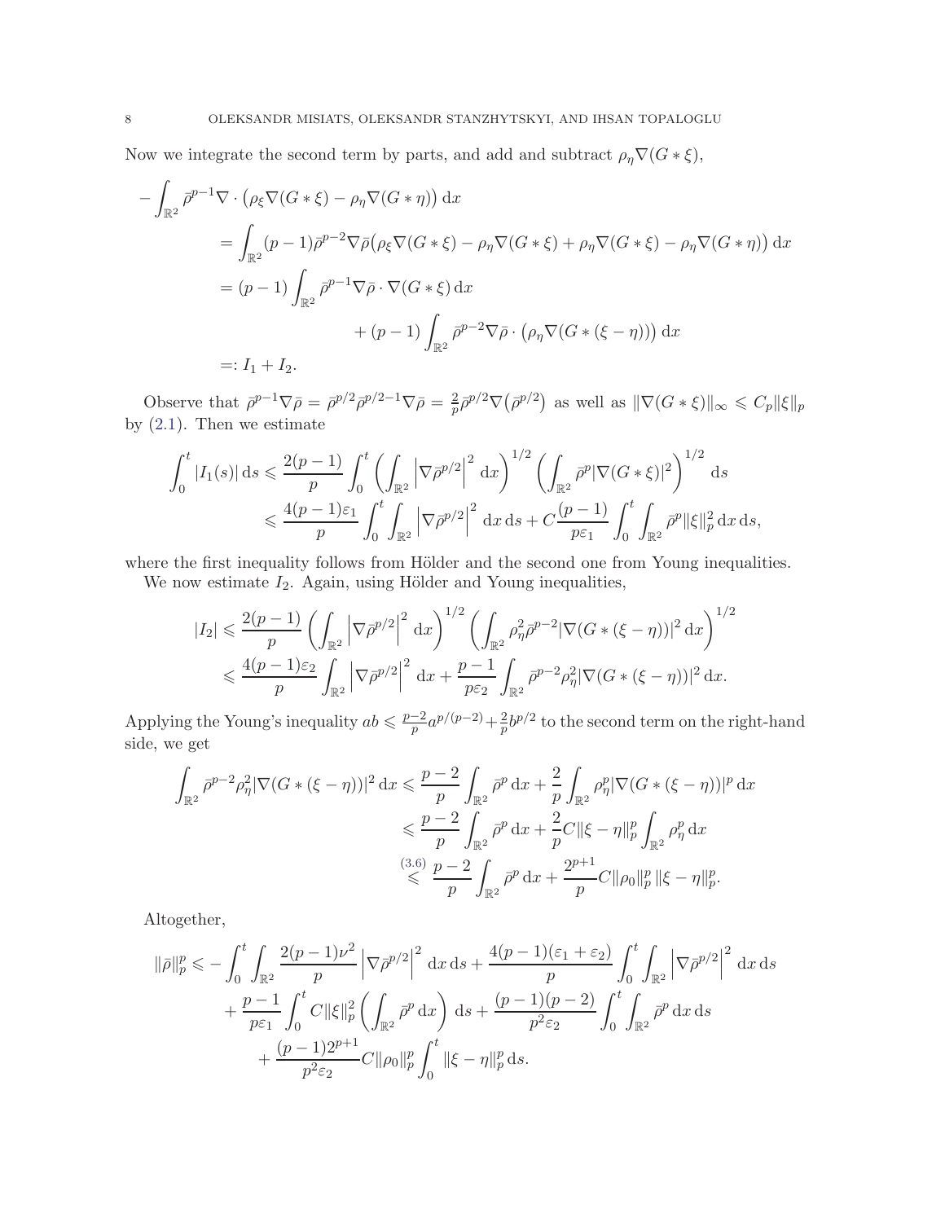Now we integrate the second term by parts, and add and subtract $\rho_\eta \nabla(G * \xi)$,

$$
\begin{aligned}
-\int_{\mathbb{R}^2} \bar{\rho}^{p-1} \nabla \cdot \big(\rho_\xi \nabla(G*\xi) - \rho_\eta \nabla(G*\eta)\big)\,\mathrm{d}x \\
&= \int_{\mathbb{R}^2} (p-1)\bar{\rho}^{p-2}\nabla\bar{\rho}\big(\rho_\xi \nabla(G*\xi) - \rho_\eta\nabla(G*\xi) + \rho_\eta\nabla(G*\xi) - \rho_\eta \nabla(G*\eta)\big)\,\mathrm{d}x \\
&= (p-1)\int_{\mathbb{R}^2} \bar{\rho}^{p-1}\nabla\bar{\rho}\cdot\nabla(G*\xi)\,\mathrm{d}x \\
&\qquad\qquad + (p-1)\int_{\mathbb{R}^2}\bar{\rho}^{p-2}\nabla\bar{\rho}\cdot\big(\rho_\eta\nabla(G*(\xi-\eta))\big)\,\mathrm{d}x \\
&=: I_1 + I_2.
\end{aligned}
$$

Observe that $\bar{\rho}^{p-1}\nabla\bar{\rho} = \bar{\rho}^{p/2}\bar{\rho}^{p/2-1}\nabla\bar{\rho} = \frac{2}{p}\bar{\rho}^{p/2}\nabla\big(\bar{\rho}^{p/2}\big)$ as well as $\|\nabla(G*\xi)\|_\infty \leqslant C_p\|\xi\|_p$ by (2.1). Then we estimate

$$
\begin{aligned}
\int_0^t |I_1(s)|\,\mathrm{d}s &\leqslant \frac{2(p-1)}{p}\int_0^t \left(\int_{\mathbb{R}^2}\left|\nabla\bar{\rho}^{p/2}\right|^2\mathrm{d}x\right)^{1/2}\left(\int_{\mathbb{R}^2}\bar{\rho}^p|\nabla(G*\xi)|^2\right)^{1/2}\mathrm{d}s \\
&\leqslant \frac{4(p-1)\varepsilon_1}{p}\int_0^t\int_{\mathbb{R}^2}\left|\nabla\bar{\rho}^{p/2}\right|^2\mathrm{d}x\,\mathrm{d}s + C\frac{(p-1)}{p\varepsilon_1}\int_0^t\int_{\mathbb{R}^2}\bar{\rho}^p\|\xi\|_p^2\,\mathrm{d}x\,\mathrm{d}s,
\end{aligned}
$$

where the first inequality follows from Hölder and the second one from Young inequalities.

We now estimate $I_2$. Again, using Hölder and Young inequalities,

$$
\begin{aligned}
|I_2| &\leqslant \frac{2(p-1)}{p}\left(\int_{\mathbb{R}^2}\left|\nabla\bar{\rho}^{p/2}\right|^2\mathrm{d}x\right)^{1/2}\left(\int_{\mathbb{R}^2}\rho_\eta^2\bar{\rho}^{p-2}|\nabla(G*(\xi-\eta))|^2\,\mathrm{d}x\right)^{1/2} \\
&\leqslant \frac{4(p-1)\varepsilon_2}{p}\int_{\mathbb{R}^2}\left|\nabla\bar{\rho}^{p/2}\right|^2\mathrm{d}x + \frac{p-1}{p\varepsilon_2}\int_{\mathbb{R}^2}\bar{\rho}^{p-2}\rho_\eta^2|\nabla(G*(\xi-\eta))|^2\,\mathrm{d}x.
\end{aligned}
$$

Applying the Young's inequality $ab \leqslant \frac{p-2}{p}a^{p/(p-2)} + \frac{2}{p}b^{p/2}$ to the second term on the right-hand side, we get

$$
\begin{aligned}
\int_{\mathbb{R}^2}\bar{\rho}^{p-2}\rho_\eta^2|\nabla(G*(\xi-\eta))|^2\,\mathrm{d}x &\leqslant \frac{p-2}{p}\int_{\mathbb{R}^2}\bar{\rho}^p\,\mathrm{d}x + \frac{2}{p}\int_{\mathbb{R}^2}\rho_\eta^p|\nabla(G*(\xi-\eta))|^p\,\mathrm{d}x \\
&\leqslant \frac{p-2}{p}\int_{\mathbb{R}^2}\bar{\rho}^p\,\mathrm{d}x + \frac{2}{p}C\|\xi-\eta\|_p^p\int_{\mathbb{R}^2}\rho_\eta^p\,\mathrm{d}x \\
&\overset{(3.6)}{\leqslant} \frac{p-2}{p}\int_{\mathbb{R}^2}\bar{\rho}^p\,\mathrm{d}x + \frac{2^{p+1}}{p}C\|\rho_0\|_p^p\,\|\xi-\eta\|_p^p.
\end{aligned}
$$

Altogether,

$$
\begin{aligned}
\|\bar{\rho}\|_p^p &\leqslant -\int_0^t\int_{\mathbb{R}^2}\frac{2(p-1)\nu^2}{p}\left|\nabla\bar{\rho}^{p/2}\right|^2\mathrm{d}x\,\mathrm{d}s + \frac{4(p-1)(\varepsilon_1+\varepsilon_2)}{p}\int_0^t\int_{\mathbb{R}^2}\left|\nabla\bar{\rho}^{p/2}\right|^2\mathrm{d}x\,\mathrm{d}s \\
&\quad + \frac{p-1}{p\varepsilon_1}\int_0^t C\|\xi\|_p^2\left(\int_{\mathbb{R}^2}\bar{\rho}^p\,\mathrm{d}x\right)\mathrm{d}s + \frac{(p-1)(p-2)}{p^2\varepsilon_2}\int_0^t\int_{\mathbb{R}^2}\bar{\rho}^p\,\mathrm{d}x\,\mathrm{d}s \\
&\quad + \frac{(p-1)2^{p+1}}{p^2\varepsilon_2}C\|\rho_0\|_p^p\int_0^t\|\xi-\eta\|_p^p\,\mathrm{d}s.
\end{aligned}
$$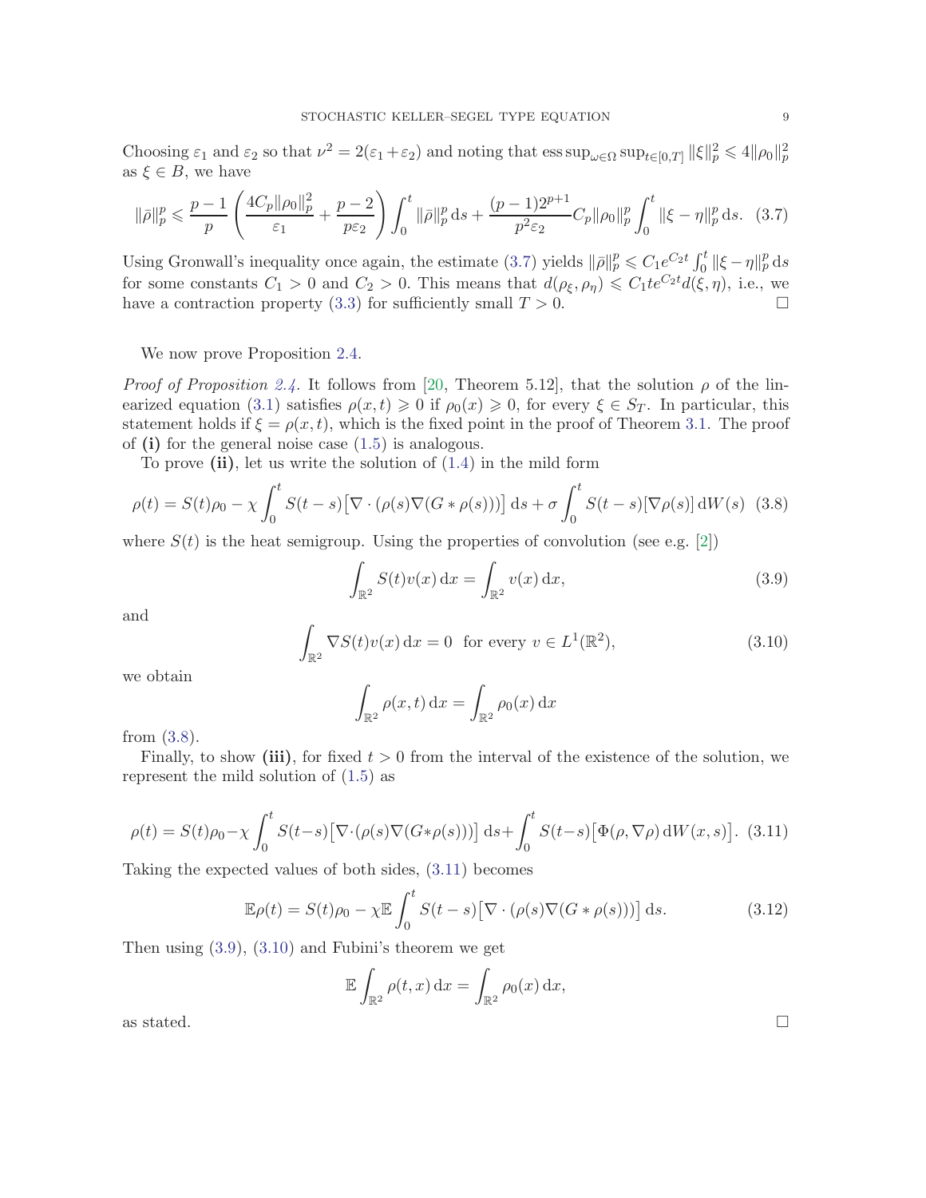Choosing $\varepsilon_1$ and $\varepsilon_2$ so that $\nu^2 = 2(\varepsilon_1 + \varepsilon_2)$ and noting that $\operatorname{ess\,sup}_{\omega\in\Omega} \sup_{t\in[0,T]} \|\xi\|_p^2 \leqslant 4\|\rho_0\|_p^2$ as $\xi \in B$, we have

$$\|\bar\rho\|_p^p \leqslant \frac{p-1}{p}\left(\frac{4C_p\|\rho_0\|_p^2}{\varepsilon_1} + \frac{p-2}{p\varepsilon_2}\right)\int_0^t \|\bar\rho\|_p^p \,\mathrm{d}s + \frac{(p-1)2^{p+1}}{p^2\varepsilon_2} C_p \|\rho_0\|_p^p \int_0^t \|\xi - \eta\|_p^p \,\mathrm{d}s. \quad (3.7)$$

Using Gronwall's inequality once again, the estimate (3.7) yields $\|\bar\rho\|_p^p \leqslant C_1 e^{C_2 t}\int_0^t \|\xi-\eta\|_p^p \,\mathrm{d}s$ for some constants $C_1 > 0$ and $C_2 > 0$. This means that $d(\rho_\xi, \rho_\eta) \leqslant C_1 t e^{C_2 t} d(\xi, \eta)$, i.e., we have a contraction property (3.3) for sufficiently small $T > 0$. $\square$

We now prove Proposition 2.4.

*Proof of Proposition 2.4.* It follows from [20, Theorem 5.12], that the solution $\rho$ of the linearized equation (3.1) satisfies $\rho(x,t) \geqslant 0$ if $\rho_0(x) \geqslant 0$, for every $\xi \in S_T$. In particular, this statement holds if $\xi = \rho(x,t)$, which is the fixed point in the proof of Theorem 3.1. The proof of **(i)** for the general noise case (1.5) is analogous.

To prove **(ii)**, let us write the solution of (1.4) in the mild form

$$\rho(t) = S(t)\rho_0 - \chi\int_0^t S(t-s)\big[\nabla\cdot(\rho(s)\nabla(G*\rho(s)))\big]\,\mathrm{d}s + \sigma\int_0^t S(t-s)[\nabla\rho(s)]\,\mathrm{d}W(s) \quad (3.8)$$

where $S(t)$ is the heat semigroup. Using the properties of convolution (see e.g. [2])

$$\int_{\mathbb{R}^2} S(t)v(x)\,\mathrm{d}x = \int_{\mathbb{R}^2} v(x)\,\mathrm{d}x, \quad (3.9)$$

and

$$\int_{\mathbb{R}^2} \nabla S(t)v(x)\,\mathrm{d}x = 0 \quad \text{for every } v \in L^1(\mathbb{R}^2), \quad (3.10)$$

we obtain

$$\int_{\mathbb{R}^2} \rho(x,t)\,\mathrm{d}x = \int_{\mathbb{R}^2} \rho_0(x)\,\mathrm{d}x$$

from (3.8).

Finally, to show **(iii)**, for fixed $t > 0$ from the interval of the existence of the solution, we represent the mild solution of (1.5) as

$$\rho(t) = S(t)\rho_0 - \chi\int_0^t S(t-s)\big[\nabla\cdot(\rho(s)\nabla(G*\rho(s)))\big]\,\mathrm{d}s + \int_0^t S(t-s)\big[\Phi(\rho,\nabla\rho)\,\mathrm{d}W(x,s)\big]. \quad (3.11)$$

Taking the expected values of both sides, (3.11) becomes

$$\mathbb{E}\rho(t) = S(t)\rho_0 - \chi\mathbb{E}\int_0^t S(t-s)\big[\nabla\cdot(\rho(s)\nabla(G*\rho(s)))\big]\,\mathrm{d}s. \quad (3.12)$$

Then using (3.9), (3.10) and Fubini's theorem we get

$$\mathbb{E}\int_{\mathbb{R}^2} \rho(t,x)\,\mathrm{d}x = \int_{\mathbb{R}^2} \rho_0(x)\,\mathrm{d}x,$$

as stated. $\square$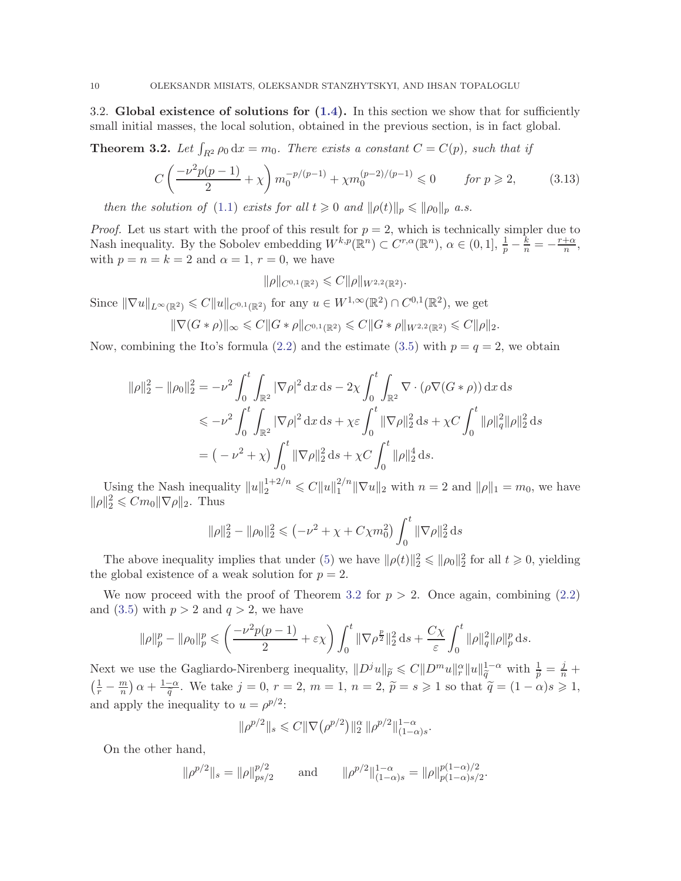### 3.2. Global existence of solutions for (1.4).

In this section we show that for sufficiently small initial masses, the local solution, obtained in the previous section, is in fact global.

**Theorem 3.2.** *Let $\int_{R^2} \rho_0 \, \mathrm{d}x = m_0$. There exists a constant $C = C(p)$, such that if*

$$C\left(\frac{-\nu^2 p(p-1)}{2} + \chi\right) m_0^{-p/(p-1)} + \chi m_0^{(p-2)/(p-1)} \leqslant 0 \qquad \text{for } p \geqslant 2, \tag{3.13}$$

*then the solution of (1.1) exists for all $t \geqslant 0$ and $\|\rho(t)\|_p \leqslant \|\rho_0\|_p$ a.s.*

*Proof.* Let us start with the proof of this result for $p = 2$, which is technically simpler due to Nash inequality. By the Sobolev embedding $W^{k,p}(\mathbb{R}^n) \subset C^{r,\alpha}(\mathbb{R}^n)$, $\alpha \in (0,1]$, $\frac{1}{p} - \frac{k}{n} = -\frac{r+\alpha}{n}$, with $p = n = k = 2$ and $\alpha = 1$, $r = 0$, we have

$$\|\rho\|_{C^{0,1}(\mathbb{R}^2)} \leqslant C\|\rho\|_{W^{2,2}(\mathbb{R}^2)}.$$

Since $\|\nabla u\|_{L^\infty(\mathbb{R}^2)} \leqslant C\|u\|_{C^{0,1}(\mathbb{R}^2)}$ for any $u \in W^{1,\infty}(\mathbb{R}^2) \cap C^{0,1}(\mathbb{R}^2)$, we get

$$\|\nabla(G * \rho)\|_\infty \leqslant C\|G * \rho\|_{C^{0,1}(\mathbb{R}^2)} \leqslant C\|G * \rho\|_{W^{2,2}(\mathbb{R}^2)} \leqslant C\|\rho\|_2.$$

Now, combining the Ito's formula (2.2) and the estimate (3.5) with $p = q = 2$, we obtain

$$\begin{aligned}
\|\rho\|_2^2 - \|\rho_0\|_2^2 &= -\nu^2 \int_0^t \int_{\mathbb{R}^2} |\nabla \rho|^2 \, \mathrm{d}x \, \mathrm{d}s - 2\chi \int_0^t \int_{\mathbb{R}^2} \nabla \cdot (\rho \nabla(G * \rho)) \, \mathrm{d}x \, \mathrm{d}s \\
&\leqslant -\nu^2 \int_0^t \int_{\mathbb{R}^2} |\nabla \rho|^2 \, \mathrm{d}x \, \mathrm{d}s + \chi\varepsilon \int_0^t \|\nabla \rho\|_2^2 \, \mathrm{d}s + \chi C \int_0^t \|\rho\|_q^2 \|\rho\|_2^2 \, \mathrm{d}s \\
&= \big(-\nu^2 + \chi\big) \int_0^t \|\nabla \rho\|_2^2 \, \mathrm{d}s + \chi C \int_0^t \|\rho\|_2^4 \, \mathrm{d}s.
\end{aligned}$$

Using the Nash inequality $\|u\|_2^{1+2/n} \leqslant C\|u\|_1^{2/n} \|\nabla u\|_2$ with $n = 2$ and $\|\rho\|_1 = m_0$, we have $\|\rho\|_2^2 \leqslant C m_0 \|\nabla \rho\|_2$. Thus

$$\|\rho\|_2^2 - \|\rho_0\|_2^2 \leqslant \left(-\nu^2 + \chi + C\chi m_0^2\right) \int_0^t \|\nabla \rho\|_2^2 \, \mathrm{d}s$$

The above inequality implies that under (5) we have $\|\rho(t)\|_2^2 \leqslant \|\rho_0\|_2^2$ for all $t \geqslant 0$, yielding the global existence of a weak solution for $p = 2$.

We now proceed with the proof of Theorem 3.2 for $p > 2$. Once again, combining (2.2) and (3.5) with $p > 2$ and $q > 2$, we have

$$\|\rho\|_p^p - \|\rho_0\|_p^p \leqslant \left(\frac{-\nu^2 p(p-1)}{2} + \varepsilon\chi\right) \int_0^t \|\nabla \rho^{\frac{p}{2}}\|_2^2 \, \mathrm{d}s + \frac{C\chi}{\varepsilon} \int_0^t \|\rho\|_q^2 \|\rho\|_p^p \, \mathrm{d}s.$$

Next we use the Gagliardo-Nirenberg inequality, $\|D^j u\|_{\widetilde{p}} \leqslant C\|D^m u\|_r^\alpha \|u\|_{\widetilde{q}}^{1-\alpha}$ with $\frac{1}{\widetilde{p}} = \frac{j}{n} + \left(\frac{1}{r} - \frac{m}{n}\right)\alpha + \frac{1-\alpha}{\widetilde{q}}$. We take $j = 0$, $r = 2$, $m = 1$, $n = 2$, $\widetilde{p} = s \geqslant 1$ so that $\widetilde{q} = (1-\alpha)s \geqslant 1$, and apply the inequality to $u = \rho^{p/2}$:

$$\|\rho^{p/2}\|_s \leqslant C\|\nabla\big(\rho^{p/2}\big)\|_2^\alpha \, \|\rho^{p/2}\|_{(1-\alpha)s}^{1-\alpha}.$$

On the other hand,

$$\|\rho^{p/2}\|_s = \|\rho\|_{ps/2}^{p/2} \qquad \text{and} \qquad \|\rho^{p/2}\|_{(1-\alpha)s}^{1-\alpha} = \|\rho\|_{p(1-\alpha)s/2}^{p(1-\alpha)/2}.$$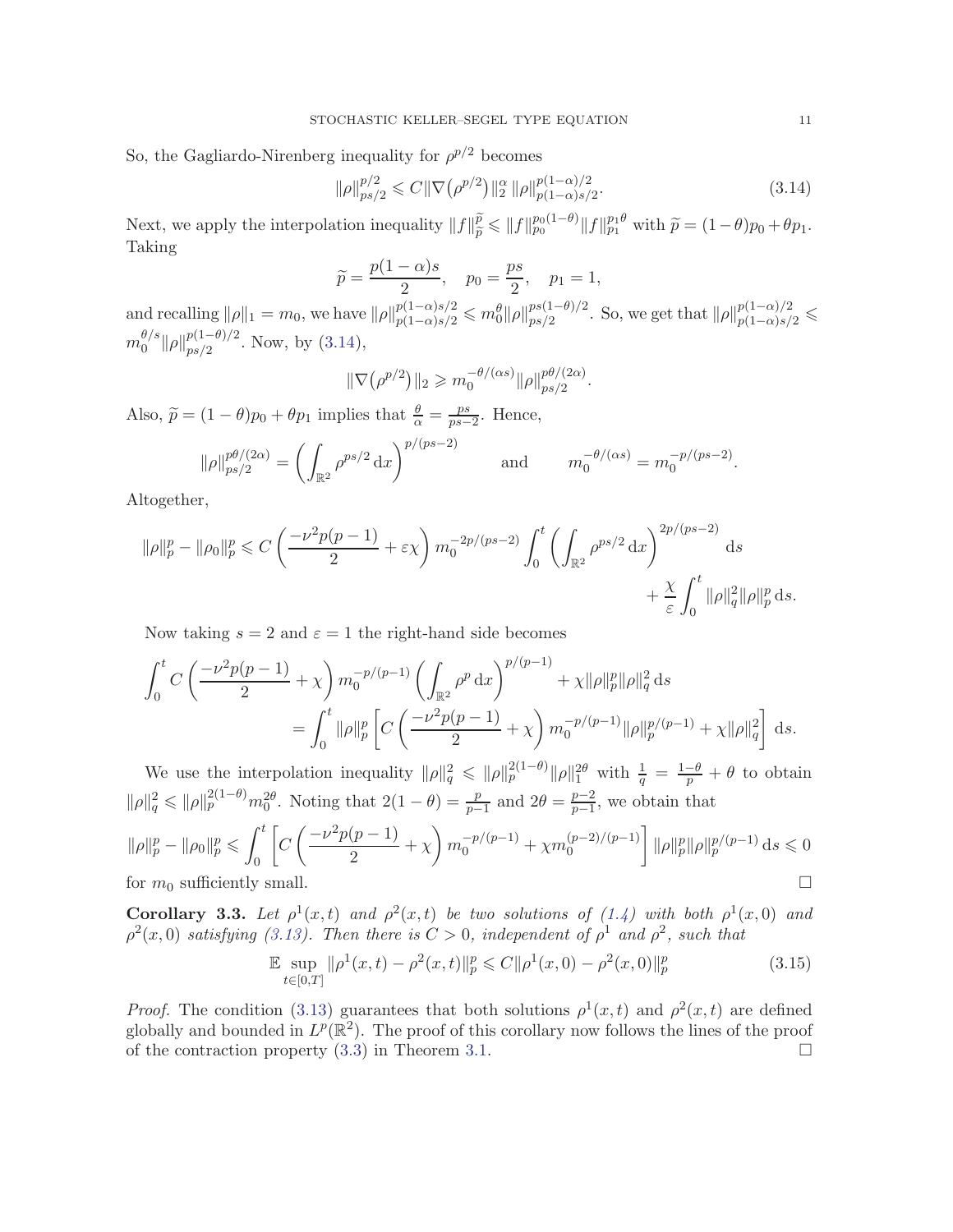So, the Gagliardo-Nirenberg inequality for $\rho^{p/2}$ becomes

$$\|\rho\|_{ps/2}^{p/2} \leqslant C\|\nabla\big(\rho^{p/2}\big)\|_2^{\alpha}\,\|\rho\|_{p(1-\alpha)s/2}^{p(1-\alpha)/2}. \tag{3.14}$$

Next, we apply the interpolation inequality $\|f\|_{\widetilde{p}}^{\widetilde{p}} \leqslant \|f\|_{p_0}^{p_0(1-\theta)}\|f\|_{p_1}^{p_1\theta}$ with $\widetilde{p} = (1-\theta)p_0 + \theta p_1$. Taking

$$\widetilde{p} = \frac{p(1-\alpha)s}{2}, \quad p_0 = \frac{ps}{2}, \quad p_1 = 1,$$

and recalling $\|\rho\|_1 = m_0$, we have $\|\rho\|_{p(1-\alpha)s/2}^{p(1-\alpha)s/2} \leqslant m_0^{\theta}\|\rho\|_{ps/2}^{ps(1-\theta)/2}$. So, we get that $\|\rho\|_{p(1-\alpha)s/2}^{p(1-\alpha)/2} \leqslant m_0^{\theta/s}\|\rho\|_{ps/2}^{p(1-\theta)/2}$. Now, by (3.14),

$$\|\nabla\big(\rho^{p/2}\big)\|_2 \geqslant m_0^{-\theta/(\alpha s)}\|\rho\|_{ps/2}^{p\theta/(2\alpha)}.$$

Also, $\widetilde{p} = (1-\theta)p_0 + \theta p_1$ implies that $\frac{\theta}{\alpha} = \frac{ps}{ps-2}$. Hence,

$$\|\rho\|_{ps/2}^{p\theta/(2\alpha)} = \left(\int_{\mathbb{R}^2} \rho^{ps/2}\,\mathrm{d}x\right)^{p/(ps-2)} \qquad \text{and} \qquad m_0^{-\theta/(\alpha s)} = m_0^{-p/(ps-2)}.$$

Altogether,

$$\|\rho\|_p^p - \|\rho_0\|_p^p \leqslant C\left(\frac{-\nu^2 p(p-1)}{2} + \varepsilon\chi\right) m_0^{-2p/(ps-2)} \int_0^t \left(\int_{\mathbb{R}^2} \rho^{ps/2}\,\mathrm{d}x\right)^{2p/(ps-2)} \mathrm{d}s + \frac{\chi}{\varepsilon}\int_0^t \|\rho\|_q^2\|\rho\|_p^p\,\mathrm{d}s.$$

Now taking $s = 2$ and $\varepsilon = 1$ the right-hand side becomes

$$\begin{aligned}
&\int_0^t C\left(\frac{-\nu^2 p(p-1)}{2} + \chi\right) m_0^{-p/(p-1)} \left(\int_{\mathbb{R}^2} \rho^{p}\,\mathrm{d}x\right)^{p/(p-1)} + \chi\|\rho\|_p^p\|\rho\|_q^2\,\mathrm{d}s \\
&\qquad = \int_0^t \|\rho\|_p^p\left[C\left(\frac{-\nu^2 p(p-1)}{2} + \chi\right) m_0^{-p/(p-1)}\|\rho\|_p^{p/(p-1)} + \chi\|\rho\|_q^2\right]\mathrm{d}s.
\end{aligned}$$

We use the interpolation inequality $\|\rho\|_q^2 \leqslant \|\rho\|_p^{2(1-\theta)}\|\rho\|_1^{2\theta}$ with $\frac{1}{q} = \frac{1-\theta}{p} + \theta$ to obtain $\|\rho\|_q^2 \leqslant \|\rho\|_p^{2(1-\theta)} m_0^{2\theta}$. Noting that $2(1-\theta) = \frac{p}{p-1}$ and $2\theta = \frac{p-2}{p-1}$, we obtain that

$$\|\rho\|_p^p - \|\rho_0\|_p^p \leqslant \int_0^t \left[C\left(\frac{-\nu^2 p(p-1)}{2} + \chi\right) m_0^{-p/(p-1)} + \chi m_0^{(p-2)/(p-1)}\right]\|\rho\|_p^p\|\rho\|_p^{p/(p-1)}\,\mathrm{d}s \leqslant 0$$

for $m_0$ sufficiently small. $\square$

**Corollary 3.3.** *Let $\rho^1(x,t)$ and $\rho^2(x,t)$ be two solutions of (1.4) with both $\rho^1(x,0)$ and $\rho^2(x,0)$ satisfying (3.13). Then there is $C > 0$, independent of $\rho^1$ and $\rho^2$, such that*

$$\mathbb{E}\sup_{t\in[0,T]}\|\rho^1(x,t) - \rho^2(x,t)\|_p^p \leqslant C\|\rho^1(x,0) - \rho^2(x,0)\|_p^p \tag{3.15}$$

*Proof.* The condition (3.13) guarantees that both solutions $\rho^1(x,t)$ and $\rho^2(x,t)$ are defined globally and bounded in $L^p(\mathbb{R}^2)$. The proof of this corollary now follows the lines of the proof of the contraction property (3.3) in Theorem 3.1. $\square$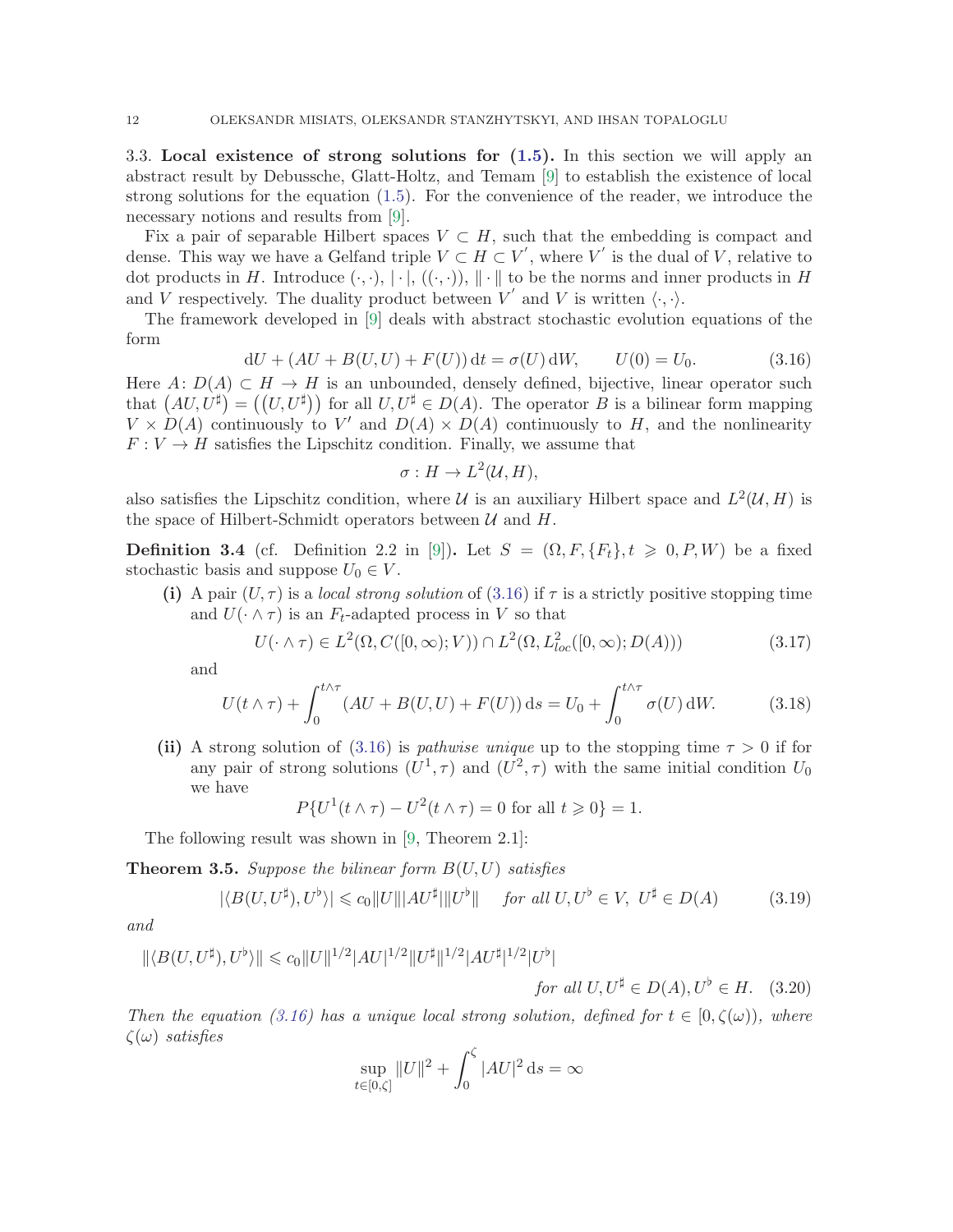### 3.3. **Local existence of strong solutions for (1.5).**

In this section we will apply an abstract result by Debussche, Glatt-Holtz, and Temam [9] to establish the existence of local strong solutions for the equation (1.5). For the convenience of the reader, we introduce the necessary notions and results from [9].

Fix a pair of separable Hilbert spaces $V \subset H$, such that the embedding is compact and dense. This way we have a Gelfand triple $V \subset H \subset V'$, where $V'$ is the dual of $V$, relative to dot products in $H$. Introduce $(\cdot,\cdot)$, $|\cdot|$, $((\cdot,\cdot))$, $\|\cdot\|$ to be the norms and inner products in $H$ and $V$ respectively. The duality product between $V'$ and $V$ is written $\langle \cdot,\cdot\rangle$.

The framework developed in [9] deals with abstract stochastic evolution equations of the form

$$\mathrm{d}U + (AU + B(U,U) + F(U))\,\mathrm{d}t = \sigma(U)\,\mathrm{d}W, \qquad U(0) = U_0. \tag{3.16}$$

Here $A\colon D(A) \subset H \to H$ is an unbounded, densely defined, bijective, linear operator such that $\left(AU, U^\sharp\right) = \left(\left(U, U^\sharp\right)\right)$ for all $U, U^\sharp \in D(A)$. The operator $B$ is a bilinear form mapping $V \times D(A)$ continuously to $V'$ and $D(A) \times D(A)$ continuously to $H$, and the nonlinearity $F : V \to H$ satisfies the Lipschitz condition. Finally, we assume that

$$\sigma : H \to L^2(\mathcal{U}, H),$$

also satisfies the Lipschitz condition, where $\mathcal{U}$ is an auxiliary Hilbert space and $L^2(\mathcal{U}, H)$ is the space of Hilbert-Schmidt operators between $\mathcal{U}$ and $H$.

**Definition 3.4** (cf. Definition 2.2 in [9])**.** Let $S = (\Omega, F, \{F_t\}, t \geqslant 0, P, W)$ be a fixed stochastic basis and suppose $U_0 \in V$.

- **(i)** A pair $(U, \tau)$ is a *local strong solution* of (3.16) if $\tau$ is a strictly positive stopping time and $U(\cdot \wedge \tau)$ is an $F_t$-adapted process in $V$ so that

$$U(\cdot \wedge \tau) \in L^2(\Omega, C([0,\infty); V)) \cap L^2(\Omega, L^2_{loc}([0,\infty); D(A))) \tag{3.17}$$

  and

$$U(t \wedge \tau) + \int_0^{t\wedge\tau} (AU + B(U,U) + F(U))\,\mathrm{d}s = U_0 + \int_0^{t\wedge\tau} \sigma(U)\,\mathrm{d}W. \tag{3.18}$$

- **(ii)** A strong solution of (3.16) is *pathwise unique* up to the stopping time $\tau > 0$ if for any pair of strong solutions $(U^1, \tau)$ and $(U^2, \tau)$ with the same initial condition $U_0$ we have

$$P\{U^1(t\wedge\tau) - U^2(t\wedge\tau) = 0 \text{ for all } t \geqslant 0\} = 1.$$

The following result was shown in [9, Theorem 2.1]:

**Theorem 3.5.** *Suppose the bilinear form $B(U,U)$ satisfies*

$$|\langle B(U, U^\sharp), U^\flat\rangle| \leqslant c_0 \|U\| |AU^\sharp| \|U^\flat\| \quad \textit{for all } U, U^\flat \in V,\ U^\sharp \in D(A) \tag{3.19}$$

*and*

$$\|\langle B(U, U^\sharp), U^\flat\rangle\| \leqslant c_0 \|U\|^{1/2} |AU|^{1/2} \|U^\sharp\|^{1/2} |AU^\sharp|^{1/2} |U^\flat| \quad \textit{for all } U, U^\sharp \in D(A), U^\flat \in H. \tag{3.20}$$

*Then the equation (3.16) has a unique local strong solution, defined for $t \in [0, \zeta(\omega))$, where $\zeta(\omega)$ satisfies*

$$\sup_{t\in[0,\zeta]} \|U\|^2 + \int_0^\zeta |AU|^2\,\mathrm{d}s = \infty$$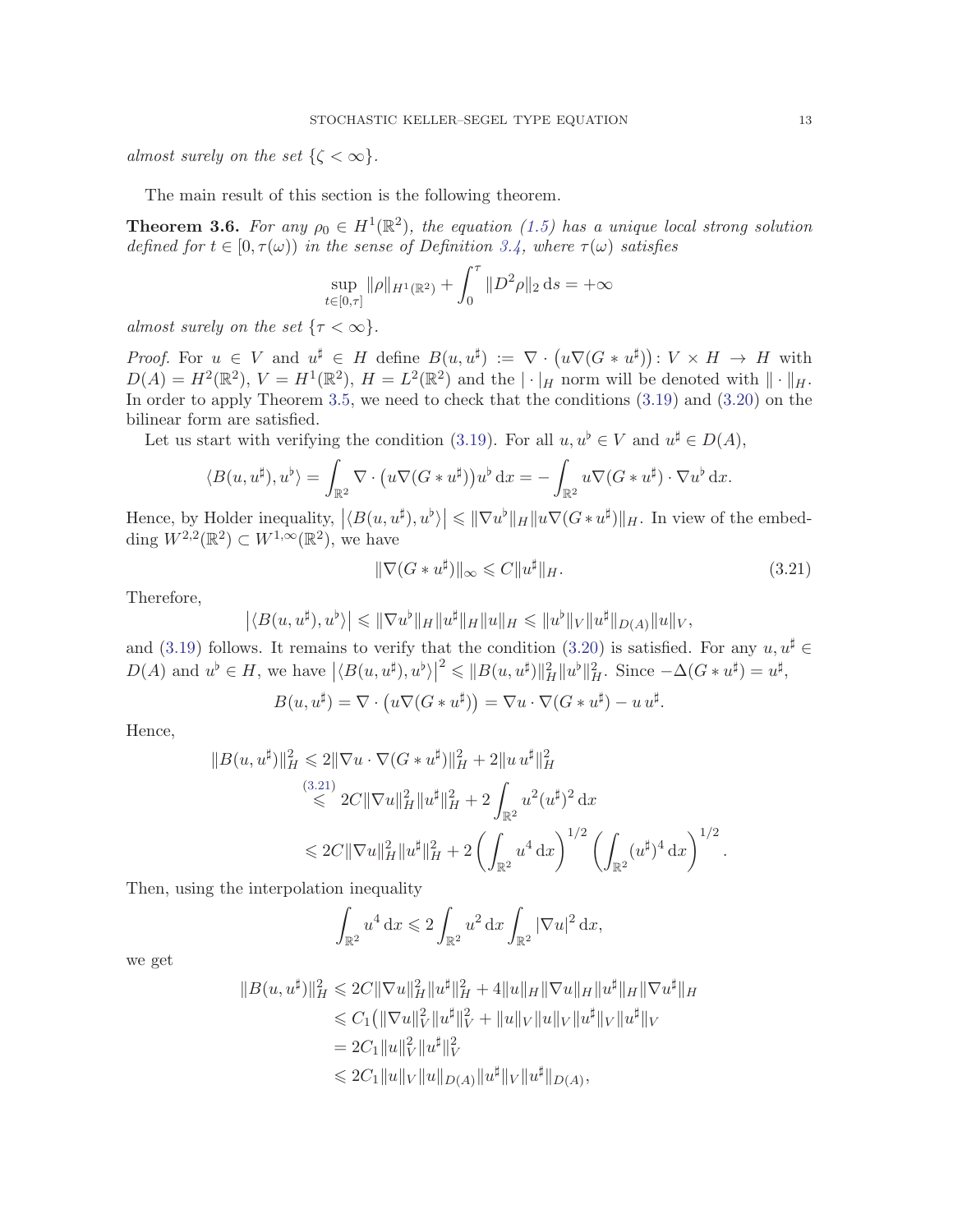*almost surely on the set* $\{\zeta < \infty\}$.

The main result of this section is the following theorem.

**Theorem 3.6.** *For any* $\rho_0 \in H^1(\mathbb{R}^2)$*, the equation (1.5) has a unique local strong solution defined for* $t \in [0, \tau(\omega))$ *in the sense of Definition 3.4, where* $\tau(\omega)$ *satisfies*

$$\sup_{t\in[0,\tau]} \|\rho\|_{H^1(\mathbb{R}^2)} + \int_0^\tau \|D^2\rho\|_2 \, \mathrm{d}s = +\infty$$

*almost surely on the set* $\{\tau < \infty\}$.

*Proof.* For $u \in V$ and $u^\sharp \in H$ define $B(u, u^\sharp) := \nabla \cdot \big(u\nabla(G * u^\sharp)\big) \colon V \times H \to H$ with $D(A) = H^2(\mathbb{R}^2)$, $V = H^1(\mathbb{R}^2)$, $H = L^2(\mathbb{R}^2)$ and the $|\cdot|_H$ norm will be denoted with $\|\cdot\|_H$. In order to apply Theorem 3.5, we need to check that the conditions (3.19) and (3.20) on the bilinear form are satisfied.

Let us start with verifying the condition (3.19). For all $u, u^\flat \in V$ and $u^\sharp \in D(A)$,

$$\langle B(u, u^\sharp), u^\flat\rangle = \int_{\mathbb{R}^2} \nabla \cdot \big(u\nabla(G * u^\sharp)\big)u^\flat \, \mathrm{d}x = -\int_{\mathbb{R}^2} u\nabla(G * u^\sharp) \cdot \nabla u^\flat \, \mathrm{d}x.$$

Hence, by Holder inequality, $\big|\langle B(u, u^\sharp), u^\flat\rangle\big| \leqslant \|\nabla u^\flat\|_H \|u\nabla(G * u^\sharp)\|_H$. In view of the embedding $W^{2,2}(\mathbb{R}^2) \subset W^{1,\infty}(\mathbb{R}^2)$, we have

$$\|\nabla(G * u^\sharp)\|_\infty \leqslant C\|u^\sharp\|_H. \tag{3.21}$$

Therefore,

$$\big|\langle B(u, u^\sharp), u^\flat\rangle\big| \leqslant \|\nabla u^\flat\|_H \|u^\sharp\|_H \|u\|_H \leqslant \|u^\flat\|_V \|u^\sharp\|_{D(A)} \|u\|_V,$$

and (3.19) follows. It remains to verify that the condition (3.20) is satisfied. For any $u, u^\sharp \in D(A)$ and $u^\flat \in H$, we have $\big|\langle B(u, u^\sharp), u^\flat\rangle\big|^2 \leqslant \|B(u, u^\sharp)\|_H^2 \|u^\flat\|_H^2$. Since $-\Delta(G * u^\sharp) = u^\sharp$,

$$B(u, u^\sharp) = \nabla \cdot \big(u\nabla(G * u^\sharp)\big) = \nabla u \cdot \nabla(G * u^\sharp) - u\, u^\sharp.$$

Hence,

$$\begin{aligned}
\|B(u, u^\sharp)\|_H^2 &\leqslant 2\|\nabla u \cdot \nabla(G * u^\sharp)\|_H^2 + 2\|u\, u^\sharp\|_H^2 \\
&\overset{(3.21)}{\leqslant} 2C\|\nabla u\|_H^2 \|u^\sharp\|_H^2 + 2\int_{\mathbb{R}^2} u^2 (u^\sharp)^2 \, \mathrm{d}x \\
&\leqslant 2C\|\nabla u\|_H^2 \|u^\sharp\|_H^2 + 2\left(\int_{\mathbb{R}^2} u^4 \, \mathrm{d}x\right)^{1/2} \left(\int_{\mathbb{R}^2} (u^\sharp)^4 \, \mathrm{d}x\right)^{1/2}.
\end{aligned}$$

Then, using the interpolation inequality

$$\int_{\mathbb{R}^2} u^4 \, \mathrm{d}x \leqslant 2\int_{\mathbb{R}^2} u^2 \, \mathrm{d}x \int_{\mathbb{R}^2} |\nabla u|^2 \, \mathrm{d}x,$$

we get

$$\begin{aligned}
\|B(u, u^\sharp)\|_H^2 &\leqslant 2C\|\nabla u\|_H^2 \|u^\sharp\|_H^2 + 4\|u\|_H \|\nabla u\|_H \|u^\sharp\|_H \|\nabla u^\sharp\|_H \\
&\leqslant C_1\big(\|\nabla u\|_V^2 \|u^\sharp\|_V^2 + \|u\|_V \|u\|_V \|u^\sharp\|_V \|u^\sharp\|_V \\
&= 2C_1 \|u\|_V^2 \|u^\sharp\|_V^2 \\
&\leqslant 2C_1 \|u\|_V \|u\|_{D(A)} \|u^\sharp\|_V \|u^\sharp\|_{D(A)},
\end{aligned}$$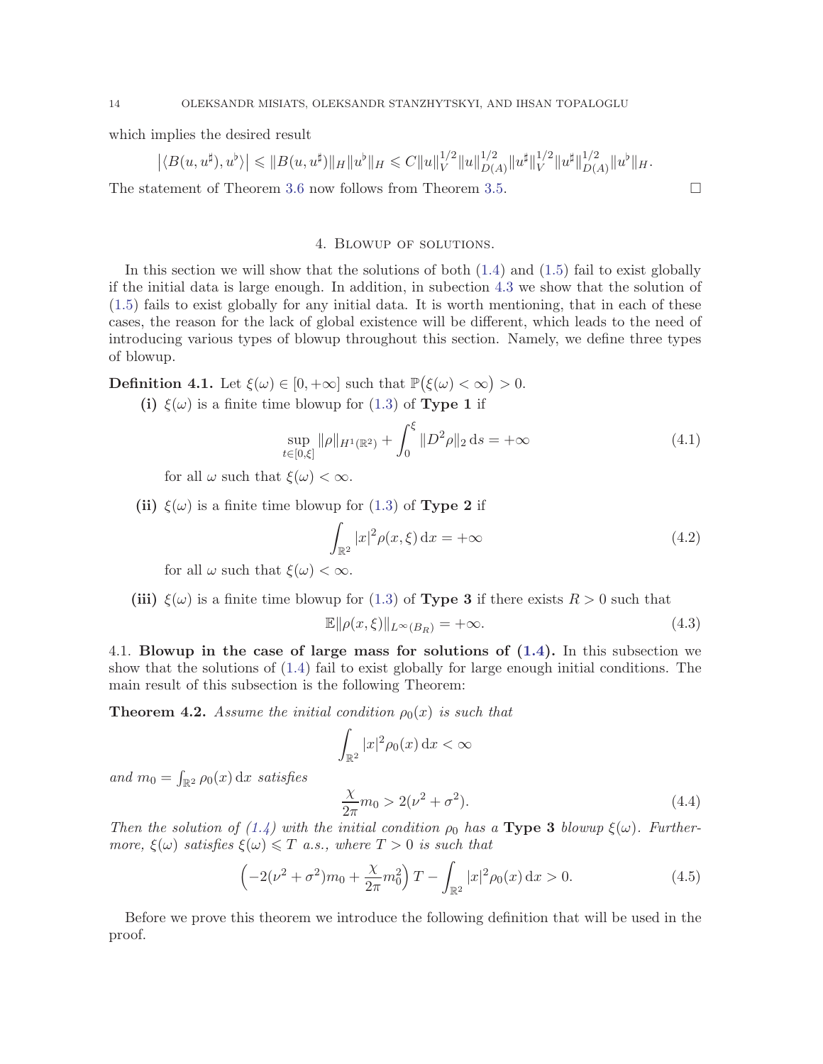which implies the desired result

$$\left|\langle B(u, u^\sharp), u^\flat\rangle\right| \leqslant \|B(u, u^\sharp)\|_H \|u^\flat\|_H \leqslant C\|u\|_V^{1/2}\|u\|_{D(A)}^{1/2}\|u^\sharp\|_V^{1/2}\|u^\sharp\|_{D(A)}^{1/2}\|u^\flat\|_H.$$

The statement of Theorem 3.6 now follows from Theorem 3.5. $\square$

## 4. Blowup of solutions.

In this section we will show that the solutions of both (1.4) and (1.5) fail to exist globally if the initial data is large enough. In addition, in subection 4.3 we show that the solution of (1.5) fails to exist globally for any initial data. It is worth mentioning, that in each of these cases, the reason for the lack of global existence will be different, which leads to the need of introducing various types of blowup throughout this section. Namely, we define three types of blowup.

**Definition 4.1.** Let $\xi(\omega) \in [0, +\infty]$ such that $\mathbb{P}\big(\xi(\omega) < \infty\big) > 0$.

**(i)** $\xi(\omega)$ is a finite time blowup for (1.3) of **Type 1** if

$$\sup_{t\in[0,\xi]} \|\rho\|_{H^1(\mathbb{R}^2)} + \int_0^\xi \|D^2\rho\|_2 \, \mathrm{d}s = +\infty \tag{4.1}$$

for all $\omega$ such that $\xi(\omega) < \infty$.

**(ii)** $\xi(\omega)$ is a finite time blowup for (1.3) of **Type 2** if

$$\int_{\mathbb{R}^2} |x|^2 \rho(x, \xi) \, \mathrm{d}x = +\infty \tag{4.2}$$

for all $\omega$ such that $\xi(\omega) < \infty$.

**(iii)** $\xi(\omega)$ is a finite time blowup for (1.3) of **Type 3** if there exists $R > 0$ such that

$$\mathbb{E}\|\rho(x, \xi)\|_{L^\infty(B_R)} = +\infty. \tag{4.3}$$

### 4.1. Blowup in the case of large mass for solutions of (1.4).

In this subsection we show that the solutions of (1.4) fail to exist globally for large enough initial conditions. The main result of this subsection is the following Theorem:

**Theorem 4.2.** *Assume the initial condition $\rho_0(x)$ is such that*

$$\int_{\mathbb{R}^2} |x|^2 \rho_0(x) \, \mathrm{d}x < \infty$$

*and $m_0 = \int_{\mathbb{R}^2} \rho_0(x) \, \mathrm{d}x$ satisfies*

$$\frac{\chi}{2\pi} m_0 > 2(\nu^2 + \sigma^2). \tag{4.4}$$

*Then the solution of (1.4) with the initial condition $\rho_0$ has a* **Type 3** *blowup $\xi(\omega)$. Furthermore, $\xi(\omega)$ satisfies $\xi(\omega) \leqslant T$ a.s., where $T > 0$ is such that*

$$\left(-2(\nu^2 + \sigma^2)m_0 + \frac{\chi}{2\pi} m_0^2\right) T - \int_{\mathbb{R}^2} |x|^2 \rho_0(x) \, \mathrm{d}x > 0. \tag{4.5}$$

Before we prove this theorem we introduce the following definition that will be used in the proof.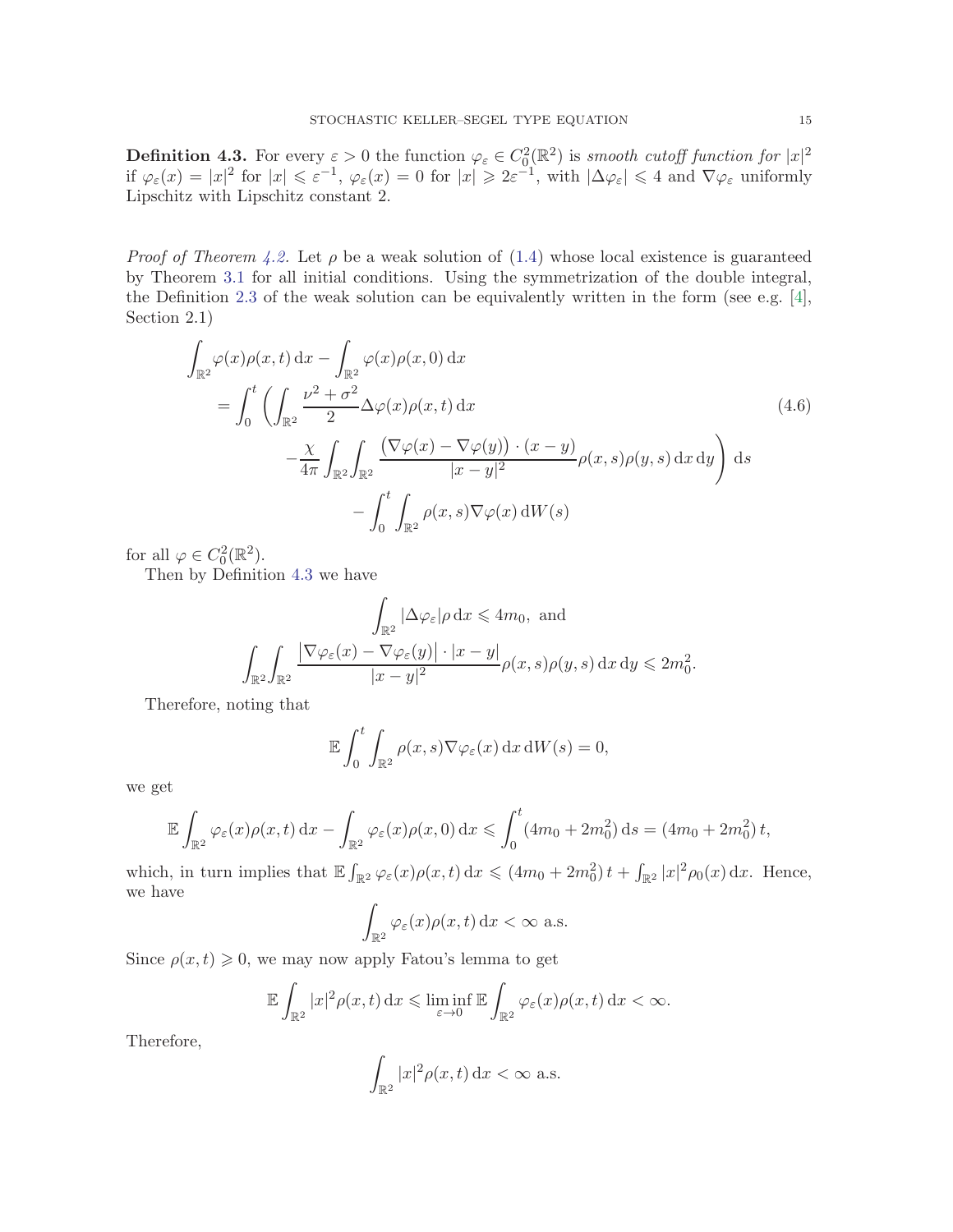**Definition 4.3.** For every $\varepsilon > 0$ the function $\varphi_\varepsilon \in C_0^2(\mathbb{R}^2)$ is *smooth cutoff function for* $|x|^2$ if $\varphi_\varepsilon(x) = |x|^2$ for $|x| \leqslant \varepsilon^{-1}$, $\varphi_\varepsilon(x) = 0$ for $|x| \geqslant 2\varepsilon^{-1}$, with $|\Delta\varphi_\varepsilon| \leqslant 4$ and $\nabla\varphi_\varepsilon$ uniformly Lipschitz with Lipschitz constant 2.

*Proof of Theorem 4.2.* Let $\rho$ be a weak solution of (1.4) whose local existence is guaranteed by Theorem 3.1 for all initial conditions. Using the symmetrization of the double integral, the Definition 2.3 of the weak solution can be equivalently written in the form (see e.g. [4], Section 2.1)

$$
\begin{aligned}
\int_{\mathbb{R}^2} \varphi(x)\rho(x,t)\,\mathrm{d}x &- \int_{\mathbb{R}^2} \varphi(x)\rho(x,0)\,\mathrm{d}x \\
&= \int_0^t \Bigg( \int_{\mathbb{R}^2} \frac{\nu^2+\sigma^2}{2}\Delta\varphi(x)\rho(x,t)\,\mathrm{d}x \\
&\qquad - \frac{\chi}{4\pi}\int_{\mathbb{R}^2}\int_{\mathbb{R}^2} \frac{\big(\nabla\varphi(x)-\nabla\varphi(y)\big)\cdot(x-y)}{|x-y|^2}\rho(x,s)\rho(y,s)\,\mathrm{d}x\,\mathrm{d}y \Bigg)\,\mathrm{d}s \\
&\qquad - \int_0^t \int_{\mathbb{R}^2} \rho(x,s)\nabla\varphi(x)\,\mathrm{d}W(s)
\end{aligned}
\tag{4.6}
$$

for all $\varphi \in C_0^2(\mathbb{R}^2)$.

Then by Definition 4.3 we have

$$
\int_{\mathbb{R}^2} |\Delta\varphi_\varepsilon|\rho\,\mathrm{d}x \leqslant 4m_0, \text{ and}
$$

$$
\int_{\mathbb{R}^2}\int_{\mathbb{R}^2} \frac{\big|\nabla\varphi_\varepsilon(x)-\nabla\varphi_\varepsilon(y)\big|\cdot|x-y|}{|x-y|^2}\rho(x,s)\rho(y,s)\,\mathrm{d}x\,\mathrm{d}y \leqslant 2m_0^2.
$$

Therefore, noting that

$$
\mathbb{E}\int_0^t \int_{\mathbb{R}^2} \rho(x,s)\nabla\varphi_\varepsilon(x)\,\mathrm{d}x\,\mathrm{d}W(s) = 0,
$$

we get

$$
\mathbb{E}\int_{\mathbb{R}^2} \varphi_\varepsilon(x)\rho(x,t)\,\mathrm{d}x - \int_{\mathbb{R}^2} \varphi_\varepsilon(x)\rho(x,0)\,\mathrm{d}x \leqslant \int_0^t (4m_0+2m_0^2)\,\mathrm{d}s = (4m_0+2m_0^2)\,t,
$$

which, in turn implies that $\mathbb{E}\int_{\mathbb{R}^2} \varphi_\varepsilon(x)\rho(x,t)\,\mathrm{d}x \leqslant (4m_0+2m_0^2)\,t + \int_{\mathbb{R}^2} |x|^2\rho_0(x)\,\mathrm{d}x$. Hence, we have

$$
\int_{\mathbb{R}^2} \varphi_\varepsilon(x)\rho(x,t)\,\mathrm{d}x < \infty \text{ a.s.}
$$

Since $\rho(x,t) \geqslant 0$, we may now apply Fatou's lemma to get

$$
\mathbb{E}\int_{\mathbb{R}^2} |x|^2\rho(x,t)\,\mathrm{d}x \leqslant \liminf_{\varepsilon\to 0} \mathbb{E}\int_{\mathbb{R}^2} \varphi_\varepsilon(x)\rho(x,t)\,\mathrm{d}x < \infty.
$$

Therefore,

$$
\int_{\mathbb{R}^2} |x|^2\rho(x,t)\,\mathrm{d}x < \infty \text{ a.s.}
$$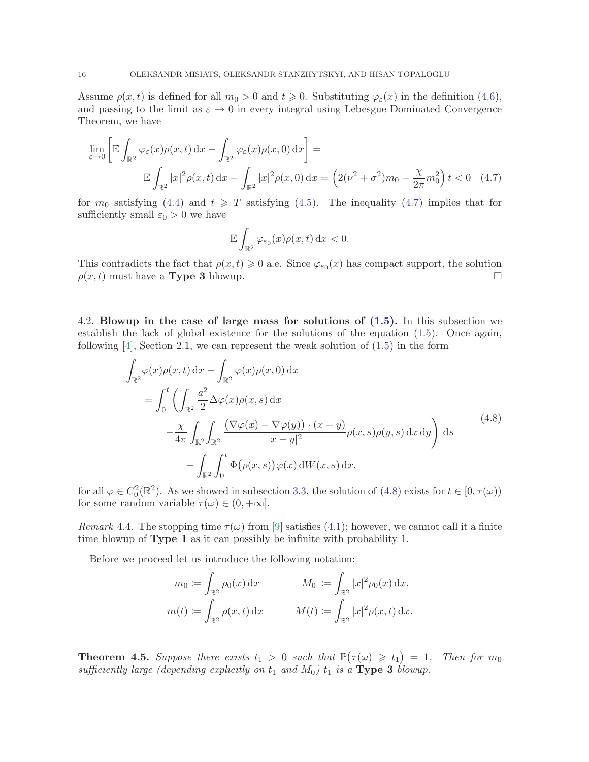Assume $\rho(x,t)$ is defined for all $m_0 > 0$ and $t \geqslant 0$. Substituting $\varphi_\varepsilon(x)$ in the definition (4.6), and passing to the limit as $\varepsilon \to 0$ in every integral using Lebesgue Dominated Convergence Theorem, we have

$$
\lim_{\varepsilon\to 0}\left[\mathbb{E}\int_{\mathbb{R}^2}\varphi_\varepsilon(x)\rho(x,t)\,\mathrm{d}x - \int_{\mathbb{R}^2}\varphi_\varepsilon(x)\rho(x,0)\,\mathrm{d}x\right] =
$$
$$
\mathbb{E}\int_{\mathbb{R}^2}|x|^2\rho(x,t)\,\mathrm{d}x - \int_{\mathbb{R}^2}|x|^2\rho(x,0)\,\mathrm{d}x = \Big(2(\nu^2+\sigma^2)m_0 - \frac{\chi}{2\pi}m_0^2\Big)\,t < 0 \quad (4.7)
$$

for $m_0$ satisfying (4.4) and $t \geqslant T$ satisfying (4.5). The inequality (4.7) implies that for sufficiently small $\varepsilon_0 > 0$ we have

$$
\mathbb{E}\int_{\mathbb{R}^2}\varphi_{\varepsilon_0}(x)\rho(x,t)\,\mathrm{d}x < 0.
$$

This contradicts the fact that $\rho(x,t) \geqslant 0$ a.e. Since $\varphi_{\varepsilon_0}(x)$ has compact support, the solution $\rho(x,t)$ must have a **Type 3** blowup. □

4.2. **Blowup in the case of large mass for solutions of (1.5).** In this subsection we establish the lack of global existence for the solutions of the equation (1.5). Once again, following [4], Section 2.1, we can represent the weak solution of (1.5) in the form

$$
\begin{aligned}
&\int_{\mathbb{R}^2}\varphi(x)\rho(x,t)\,\mathrm{d}x - \int_{\mathbb{R}^2}\varphi(x)\rho(x,0)\,\mathrm{d}x \\
&\quad = \int_0^t\Bigg(\int_{\mathbb{R}^2}\frac{a^2}{2}\Delta\varphi(x)\rho(x,s)\,\mathrm{d}x \\
&\qquad -\frac{\chi}{4\pi}\int_{\mathbb{R}^2}\!\int_{\mathbb{R}^2}\frac{\big(\nabla\varphi(x)-\nabla\varphi(y)\big)\cdot(x-y)}{|x-y|^2}\rho(x,s)\rho(y,s)\,\mathrm{d}x\,\mathrm{d}y\Bigg)\,\mathrm{d}s \\
&\qquad\quad + \int_{\mathbb{R}^2}\int_0^t\Phi\big(\rho(x,s)\big)\varphi(x)\,\mathrm{d}W(x,s)\,\mathrm{d}x,
\end{aligned}
\tag{4.8}
$$

for all $\varphi \in C_0^2(\mathbb{R}^2)$. As we showed in subsection 3.3, the solution of (4.8) exists for $t \in [0,\tau(\omega))$ for some random variable $\tau(\omega) \in (0,+\infty]$.

*Remark* 4.4. The stopping time $\tau(\omega)$ from [9] satisfies (4.1); however, we cannot call it a finite time blowup of **Type 1** as it can possibly be infinite with probability 1.

Before we proceed let us introduce the following notation:

$$
m_0 := \int_{\mathbb{R}^2}\rho_0(x)\,\mathrm{d}x \qquad\qquad M_0 := \int_{\mathbb{R}^2}|x|^2\rho_0(x)\,\mathrm{d}x,
$$
$$
m(t) := \int_{\mathbb{R}^2}\rho(x,t)\,\mathrm{d}x \qquad\qquad M(t) := \int_{\mathbb{R}^2}|x|^2\rho(x,t)\,\mathrm{d}x.
$$

**Theorem 4.5.** *Suppose there exists $t_1 > 0$ such that $\mathbb{P}\big(\tau(\omega) \geqslant t_1\big) = 1$. Then for $m_0$ sufficiently large (depending explicitly on $t_1$ and $M_0$) $t_1$ is a* **Type 3** *blowup.*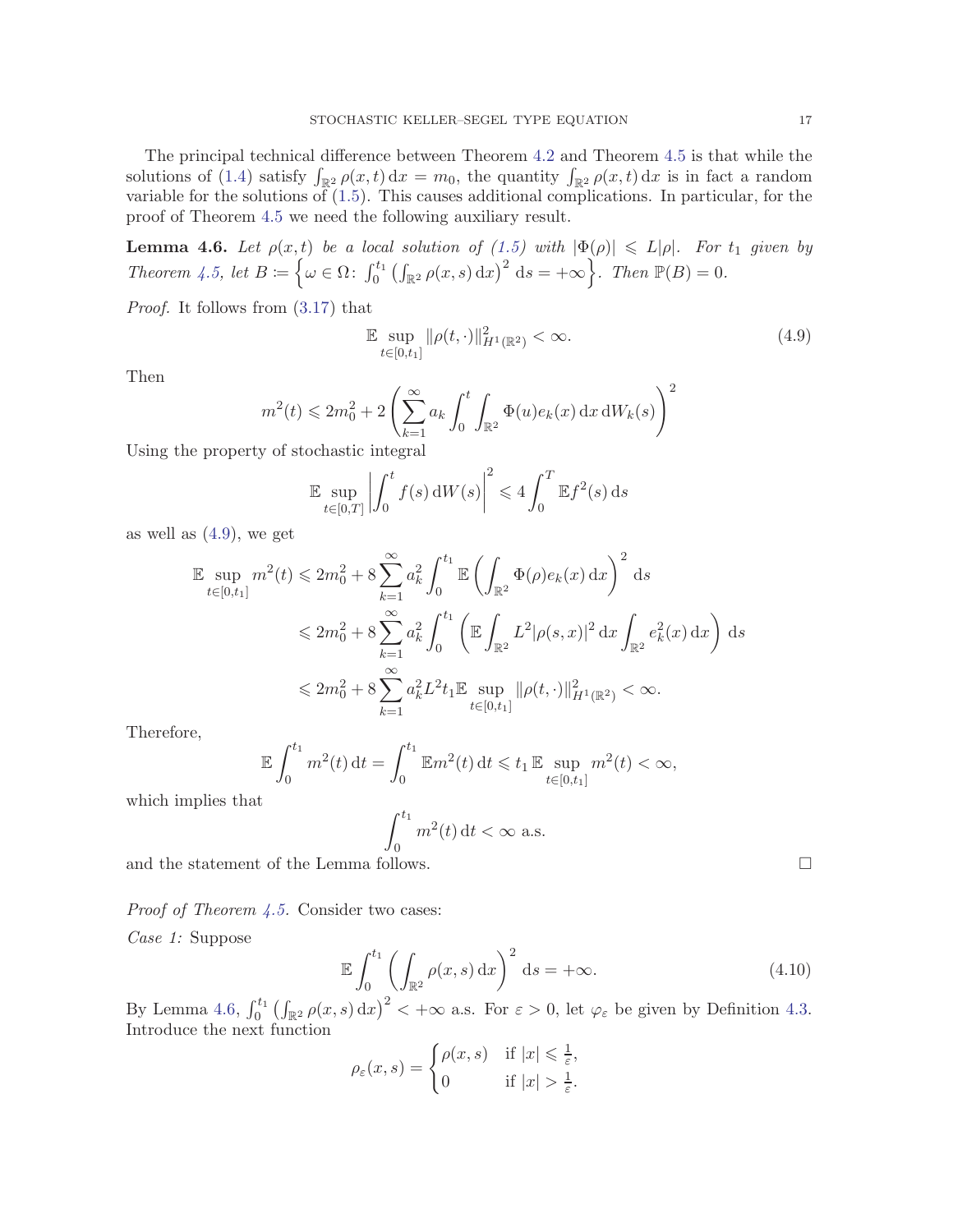The principal technical difference between Theorem 4.2 and Theorem 4.5 is that while the solutions of (1.4) satisfy $\int_{\mathbb{R}^2} \rho(x,t)\,\mathrm{d}x = m_0$, the quantity $\int_{\mathbb{R}^2} \rho(x,t)\,\mathrm{d}x$ is in fact a random variable for the solutions of (1.5). This causes additional complications. In particular, for the proof of Theorem 4.5 we need the following auxiliary result.

**Lemma 4.6.** *Let $\rho(x,t)$ be a local solution of (1.5) with $|\Phi(\rho)| \leqslant L|\rho|$. For $t_1$ given by Theorem 4.5, let $B \coloneqq \left\{\omega \in \Omega \colon \int_0^{t_1} \left(\int_{\mathbb{R}^2} \rho(x,s)\,\mathrm{d}x\right)^2 \mathrm{d}s = +\infty\right\}$. Then $\mathbb{P}(B) = 0$.*

*Proof.* It follows from (3.17) that

$$\mathbb{E} \sup_{t\in[0,t_1]} \|\rho(t,\cdot)\|^2_{H^1(\mathbb{R}^2)} < \infty. \tag{4.9}$$

Then

$$m^2(t) \leqslant 2m_0^2 + 2\left(\sum_{k=1}^\infty a_k \int_0^t \int_{\mathbb{R}^2} \Phi(u) e_k(x)\,\mathrm{d}x\,\mathrm{d}W_k(s)\right)^2$$

Using the property of stochastic integral

$$\mathbb{E} \sup_{t\in[0,T]} \left|\int_0^t f(s)\,\mathrm{d}W(s)\right|^2 \leqslant 4\int_0^T \mathbb{E} f^2(s)\,\mathrm{d}s$$

as well as (4.9), we get

$$\begin{aligned}
\mathbb{E} \sup_{t\in[0,t_1]} m^2(t) &\leqslant 2m_0^2 + 8\sum_{k=1}^\infty a_k^2 \int_0^{t_1} \mathbb{E}\left(\int_{\mathbb{R}^2} \Phi(\rho) e_k(x)\,\mathrm{d}x\right)^2 \mathrm{d}s \\
&\leqslant 2m_0^2 + 8\sum_{k=1}^\infty a_k^2 \int_0^{t_1} \left(\mathbb{E}\int_{\mathbb{R}^2} L^2|\rho(s,x)|^2\,\mathrm{d}x \int_{\mathbb{R}^2} e_k^2(x)\,\mathrm{d}x\right) \mathrm{d}s \\
&\leqslant 2m_0^2 + 8\sum_{k=1}^\infty a_k^2 L^2 t_1 \mathbb{E} \sup_{t\in[0,t_1]} \|\rho(t,\cdot)\|^2_{H^1(\mathbb{R}^2)} < \infty.
\end{aligned}$$

Therefore,

$$\mathbb{E}\int_0^{t_1} m^2(t)\,\mathrm{d}t = \int_0^{t_1} \mathbb{E} m^2(t)\,\mathrm{d}t \leqslant t_1\,\mathbb{E} \sup_{t\in[0,t_1]} m^2(t) < \infty,$$

which implies that

$$\int_0^{t_1} m^2(t)\,\mathrm{d}t < \infty \text{ a.s.}$$

and the statement of the Lemma follows. $\square$

*Proof of Theorem 4.5.* Consider two cases:

*Case 1:* Suppose

$$\mathbb{E}\int_0^{t_1} \left(\int_{\mathbb{R}^2} \rho(x,s)\,\mathrm{d}x\right)^2 \mathrm{d}s = +\infty. \tag{4.10}$$

By Lemma 4.6, $\int_0^{t_1} \left(\int_{\mathbb{R}^2} \rho(x,s)\,\mathrm{d}x\right)^2 < +\infty$ a.s. For $\varepsilon > 0$, let $\varphi_\varepsilon$ be given by Definition 4.3. Introduce the next function

$$\rho_\varepsilon(x,s) = \begin{cases} \rho(x,s) & \text{if } |x| \leqslant \frac{1}{\varepsilon}, \\ 0 & \text{if } |x| > \frac{1}{\varepsilon}. \end{cases}$$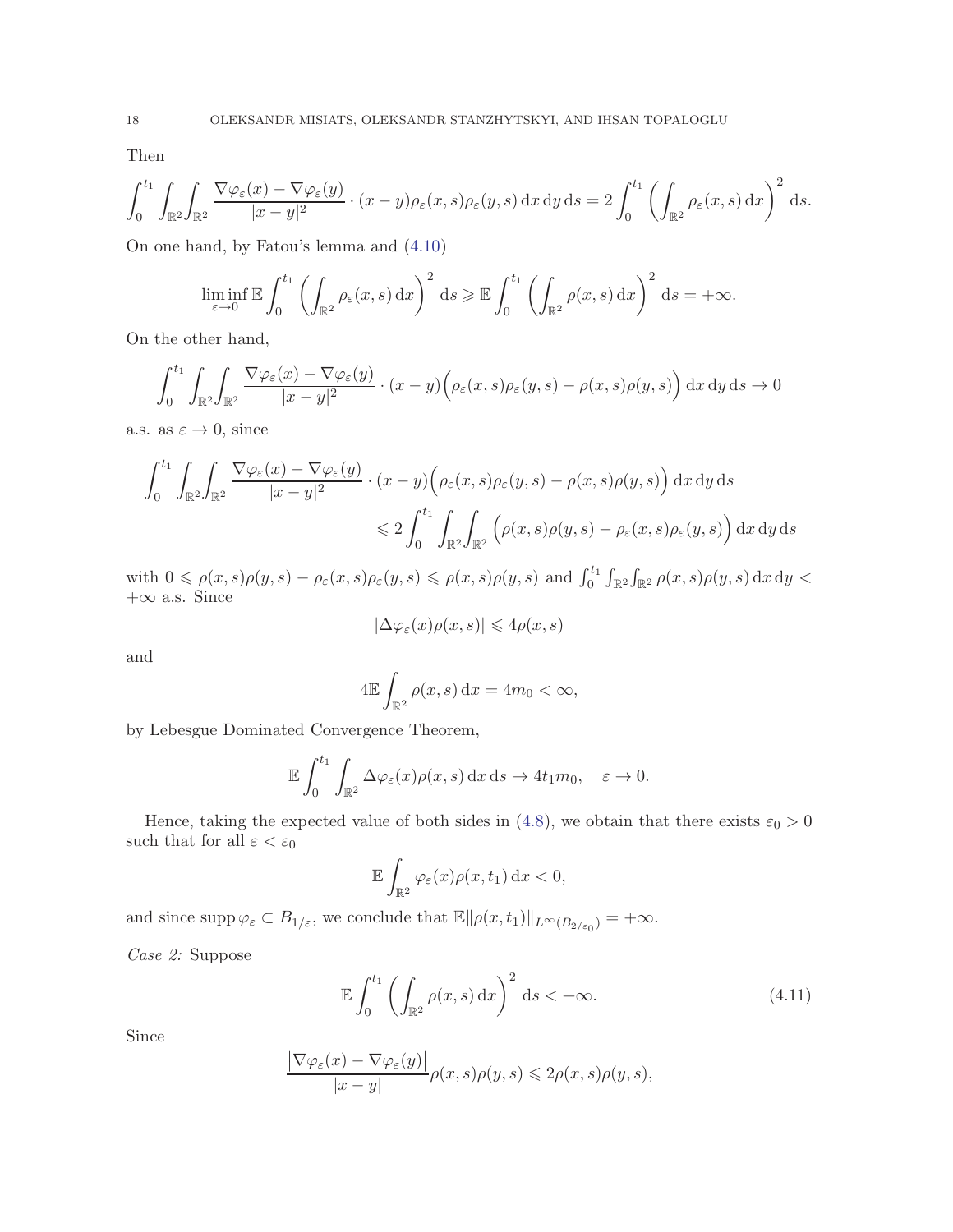Then

$$\int_0^{t_1} \int_{\mathbb{R}^2}\int_{\mathbb{R}^2} \frac{\nabla\varphi_\varepsilon(x) - \nabla\varphi_\varepsilon(y)}{|x-y|^2} \cdot (x-y)\rho_\varepsilon(x,s)\rho_\varepsilon(y,s)\,\mathrm{d}x\,\mathrm{d}y\,\mathrm{d}s = 2\int_0^{t_1} \left(\int_{\mathbb{R}^2} \rho_\varepsilon(x,s)\,\mathrm{d}x\right)^2 \mathrm{d}s.$$

On one hand, by Fatou's lemma and (4.10)

$$\liminf_{\varepsilon\to 0} \mathbb{E}\int_0^{t_1} \left(\int_{\mathbb{R}^2} \rho_\varepsilon(x,s)\,\mathrm{d}x\right)^2 \mathrm{d}s \geqslant \mathbb{E}\int_0^{t_1} \left(\int_{\mathbb{R}^2} \rho(x,s)\,\mathrm{d}x\right)^2 \mathrm{d}s = +\infty.$$

On the other hand,

$$\int_0^{t_1} \int_{\mathbb{R}^2}\int_{\mathbb{R}^2} \frac{\nabla\varphi_\varepsilon(x) - \nabla\varphi_\varepsilon(y)}{|x-y|^2} \cdot (x-y)\Big(\rho_\varepsilon(x,s)\rho_\varepsilon(y,s) - \rho(x,s)\rho(y,s)\Big)\,\mathrm{d}x\,\mathrm{d}y\,\mathrm{d}s \to 0$$

a.s. as $\varepsilon \to 0$, since

$$\begin{aligned}\int_0^{t_1} \int_{\mathbb{R}^2}\int_{\mathbb{R}^2} \frac{\nabla\varphi_\varepsilon(x) - \nabla\varphi_\varepsilon(y)}{|x-y|^2} \cdot (x-y)\Big(\rho_\varepsilon(x,s)\rho_\varepsilon(y,s) - \rho(x,s)\rho(y,s)\Big)\,\mathrm{d}x\,\mathrm{d}y\,\mathrm{d}s \\ \leqslant 2\int_0^{t_1} \int_{\mathbb{R}^2}\int_{\mathbb{R}^2} \Big(\rho(x,s)\rho(y,s) - \rho_\varepsilon(x,s)\rho_\varepsilon(y,s)\Big)\,\mathrm{d}x\,\mathrm{d}y\,\mathrm{d}s\end{aligned}$$

with $0 \leqslant \rho(x,s)\rho(y,s) - \rho_\varepsilon(x,s)\rho_\varepsilon(y,s) \leqslant \rho(x,s)\rho(y,s)$ and $\int_0^{t_1}\int_{\mathbb{R}^2}\int_{\mathbb{R}^2} \rho(x,s)\rho(y,s)\,\mathrm{d}x\,\mathrm{d}y < +\infty$ a.s. Since

$$|\Delta\varphi_\varepsilon(x)\rho(x,s)| \leqslant 4\rho(x,s)$$

and

$$4\mathbb{E}\int_{\mathbb{R}^2} \rho(x,s)\,\mathrm{d}x = 4m_0 < \infty,$$

by Lebesgue Dominated Convergence Theorem,

$$\mathbb{E}\int_0^{t_1}\int_{\mathbb{R}^2} \Delta\varphi_\varepsilon(x)\rho(x,s)\,\mathrm{d}x\,\mathrm{d}s \to 4t_1 m_0, \quad \varepsilon \to 0.$$

Hence, taking the expected value of both sides in (4.8), we obtain that there exists $\varepsilon_0 > 0$ such that for all $\varepsilon < \varepsilon_0$

$$\mathbb{E}\int_{\mathbb{R}^2} \varphi_\varepsilon(x)\rho(x,t_1)\,\mathrm{d}x < 0,$$

and since $\operatorname{supp}\varphi_\varepsilon \subset B_{1/\varepsilon}$, we conclude that $\mathbb{E}\|\rho(x,t_1)\|_{L^\infty(B_{2/\varepsilon_0})} = +\infty$.

*Case 2:* Suppose

$$\mathbb{E}\int_0^{t_1} \left(\int_{\mathbb{R}^2} \rho(x,s)\,\mathrm{d}x\right)^2 \mathrm{d}s < +\infty. \tag{4.11}$$

Since

$$\frac{\big|\nabla\varphi_\varepsilon(x) - \nabla\varphi_\varepsilon(y)\big|}{|x-y|}\rho(x,s)\rho(y,s) \leqslant 2\rho(x,s)\rho(y,s),$$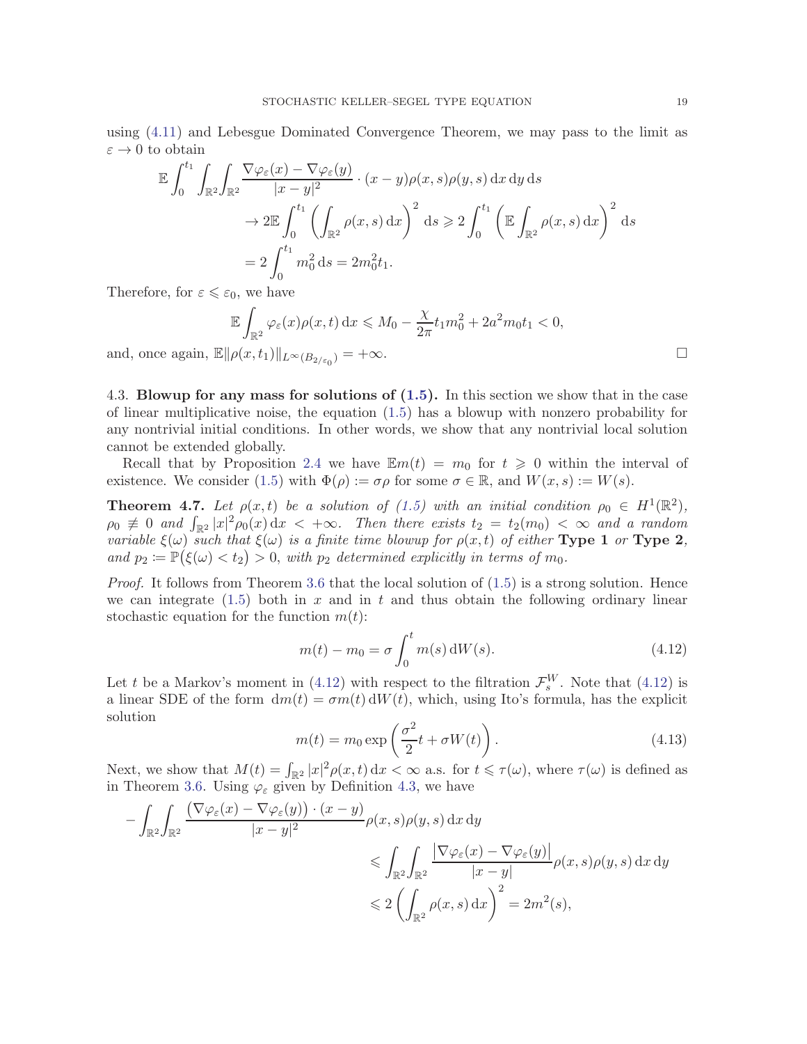using (4.11) and Lebesgue Dominated Convergence Theorem, we may pass to the limit as $\varepsilon \to 0$ to obtain

$$
\begin{aligned}
\mathbb{E}\int_0^{t_1}\int_{\mathbb{R}^2}\int_{\mathbb{R}^2} & \frac{\nabla\varphi_\varepsilon(x)-\nabla\varphi_\varepsilon(y)}{|x-y|^2}\cdot(x-y)\rho(x,s)\rho(y,s)\,\mathrm{d}x\,\mathrm{d}y\,\mathrm{d}s \\
&\to 2\mathbb{E}\int_0^{t_1}\left(\int_{\mathbb{R}^2}\rho(x,s)\,\mathrm{d}x\right)^2\mathrm{d}s \geqslant 2\int_0^{t_1}\left(\mathbb{E}\int_{\mathbb{R}^2}\rho(x,s)\,\mathrm{d}x\right)^2\mathrm{d}s \\
&= 2\int_0^{t_1} m_0^2\,\mathrm{d}s = 2m_0^2 t_1.
\end{aligned}
$$

Therefore, for $\varepsilon \leqslant \varepsilon_0$, we have

$$
\mathbb{E}\int_{\mathbb{R}^2}\varphi_\varepsilon(x)\rho(x,t)\,\mathrm{d}x \leqslant M_0 - \frac{\chi}{2\pi}t_1 m_0^2 + 2a^2 m_0 t_1 < 0,
$$

and, once again, $\mathbb{E}\|\rho(x,t_1)\|_{L^\infty(B_{2/\varepsilon_0})} = +\infty$. □

### 4.3. Blowup for any mass for solutions of (1.5).

In this section we show that in the case of linear multiplicative noise, the equation (1.5) has a blowup with nonzero probability for any nontrivial initial conditions. In other words, we show that any nontrivial local solution cannot be extended globally.

Recall that by Proposition 2.4 we have $\mathbb{E}m(t) = m_0$ for $t \geqslant 0$ within the interval of existence. We consider (1.5) with $\Phi(\rho) := \sigma\rho$ for some $\sigma \in \mathbb{R}$, and $W(x,s) := W(s)$.

**Theorem 4.7.** *Let $\rho(x,t)$ be a solution of (1.5) with an initial condition $\rho_0 \in H^1(\mathbb{R}^2)$, $\rho_0 \not\equiv 0$ and $\int_{\mathbb{R}^2}|x|^2\rho_0(x)\,\mathrm{d}x < +\infty$. Then there exists $t_2 = t_2(m_0) < \infty$ and a random variable $\xi(\omega)$ such that $\xi(\omega)$ is a finite time blowup for $\rho(x,t)$ of either* **Type 1** *or* **Type 2**, *and $p_2 := \mathbb{P}\big(\xi(\omega) < t_2\big) > 0$, with $p_2$ determined explicitly in terms of $m_0$.*

*Proof.* It follows from Theorem 3.6 that the local solution of (1.5) is a strong solution. Hence we can integrate (1.5) both in $x$ and in $t$ and thus obtain the following ordinary linear stochastic equation for the function $m(t)$:

$$
m(t) - m_0 = \sigma\int_0^t m(s)\,\mathrm{d}W(s). \tag{4.12}
$$

Let $t$ be a Markov's moment in (4.12) with respect to the filtration $\mathcal{F}_s^W$. Note that (4.12) is a linear SDE of the form $\mathrm{d}m(t) = \sigma m(t)\,\mathrm{d}W(t)$, which, using Ito's formula, has the explicit solution

$$
m(t) = m_0\exp\left(\frac{\sigma^2}{2}t + \sigma W(t)\right). \tag{4.13}
$$

Next, we show that $M(t) = \int_{\mathbb{R}^2}|x|^2\rho(x,t)\,\mathrm{d}x < \infty$ a.s. for $t \leqslant \tau(\omega)$, where $\tau(\omega)$ is defined as in Theorem 3.6. Using $\varphi_\varepsilon$ given by Definition 4.3, we have

$$
\begin{aligned}
-\int_{\mathbb{R}^2}\int_{\mathbb{R}^2} & \frac{\big(\nabla\varphi_\varepsilon(x)-\nabla\varphi_\varepsilon(y)\big)\cdot(x-y)}{|x-y|^2}\rho(x,s)\rho(y,s)\,\mathrm{d}x\,\mathrm{d}y \\
&\leqslant \int_{\mathbb{R}^2}\int_{\mathbb{R}^2}\frac{\big|\nabla\varphi_\varepsilon(x)-\nabla\varphi_\varepsilon(y)\big|}{|x-y|}\rho(x,s)\rho(y,s)\,\mathrm{d}x\,\mathrm{d}y \\
&\leqslant 2\left(\int_{\mathbb{R}^2}\rho(x,s)\,\mathrm{d}x\right)^2 = 2m^2(s),
\end{aligned}
$$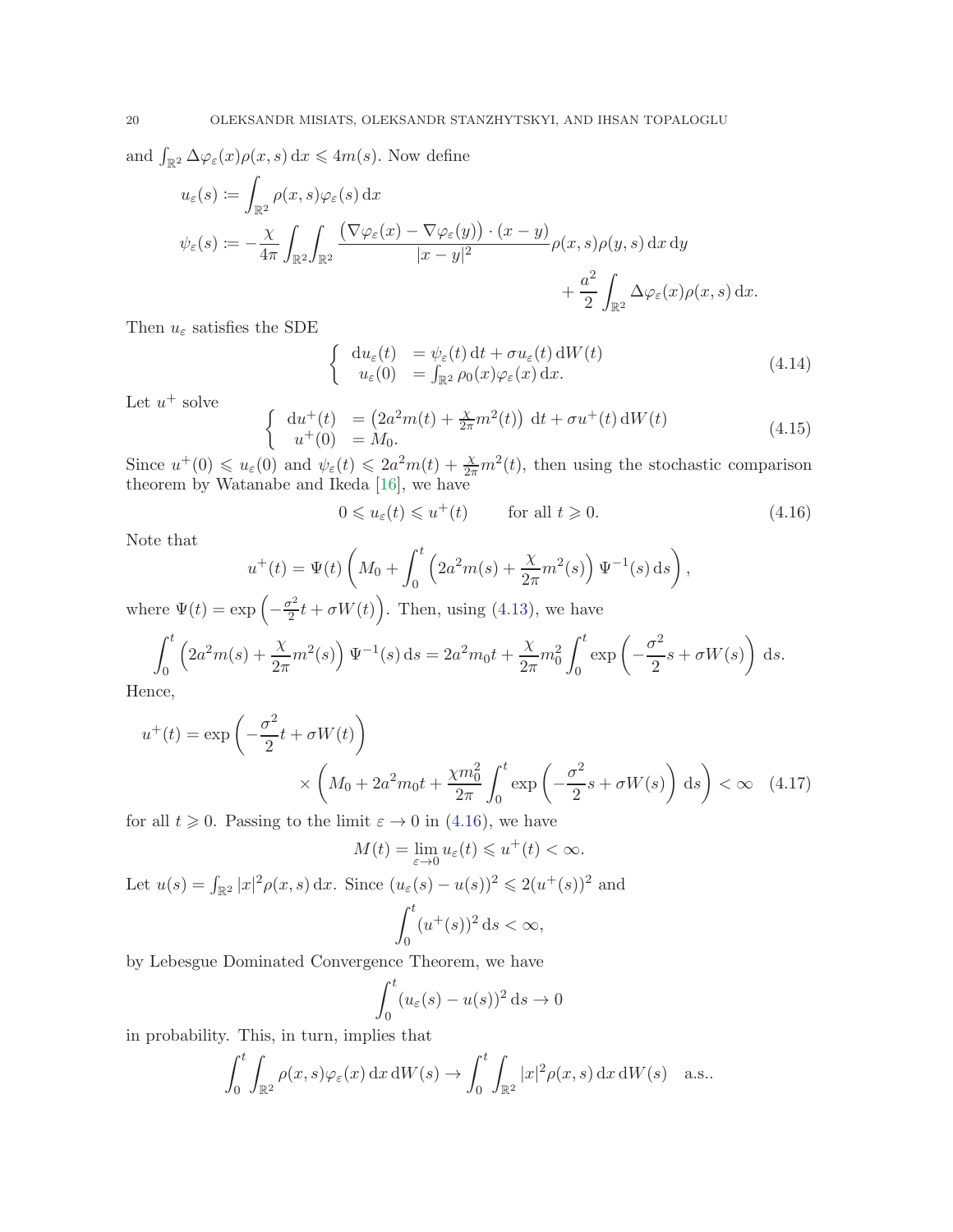and $\int_{\mathbb{R}^2} \Delta\varphi_\varepsilon(x)\rho(x,s)\,\mathrm{d}x \leqslant 4m(s)$. Now define

$$
\begin{aligned}
u_\varepsilon(s) &:= \int_{\mathbb{R}^2} \rho(x,s)\varphi_\varepsilon(s)\,\mathrm{d}x \\
\psi_\varepsilon(s) &:= -\frac{\chi}{4\pi}\int_{\mathbb{R}^2}\int_{\mathbb{R}^2} \frac{\big(\nabla\varphi_\varepsilon(x) - \nabla\varphi_\varepsilon(y)\big)\cdot(x-y)}{|x-y|^2}\rho(x,s)\rho(y,s)\,\mathrm{d}x\,\mathrm{d}y \\
&\qquad\qquad + \frac{a^2}{2}\int_{\mathbb{R}^2} \Delta\varphi_\varepsilon(x)\rho(x,s)\,\mathrm{d}x.
\end{aligned}
$$

Then $u_\varepsilon$ satisfies the SDE

$$
\left\{
\begin{array}{rl}
\mathrm{d}u_\varepsilon(t) &= \psi_\varepsilon(t)\,\mathrm{d}t + \sigma u_\varepsilon(t)\,\mathrm{d}W(t) \\
u_\varepsilon(0) &= \int_{\mathbb{R}^2} \rho_0(x)\varphi_\varepsilon(x)\,\mathrm{d}x.
\end{array}
\right.
\tag{4.14}
$$

Let $u^+$ solve

$$
\left\{
\begin{array}{rl}
\mathrm{d}u^+(t) &= \left(2a^2 m(t) + \frac{\chi}{2\pi}m^2(t)\right)\,\mathrm{d}t + \sigma u^+(t)\,\mathrm{d}W(t) \\
u^+(0) &= M_0.
\end{array}
\right.
\tag{4.15}
$$

Since $u^+(0) \leqslant u_\varepsilon(0)$ and $\psi_\varepsilon(t) \leqslant 2a^2 m(t) + \frac{\chi}{2\pi}m^2(t)$, then using the stochastic comparison theorem by Watanabe and Ikeda [16], we have

$$
0 \leqslant u_\varepsilon(t) \leqslant u^+(t) \qquad \text{for all } t \geqslant 0. \tag{4.16}
$$

Note that

$$
u^+(t) = \Psi(t)\left(M_0 + \int_0^t \left(2a^2 m(s) + \frac{\chi}{2\pi}m^2(s)\right)\Psi^{-1}(s)\,\mathrm{d}s\right),
$$

where $\Psi(t) = \exp\left(-\frac{\sigma^2}{2}t + \sigma W(t)\right)$. Then, using (4.13), we have

$$
\int_0^t \left(2a^2 m(s) + \frac{\chi}{2\pi}m^2(s)\right)\Psi^{-1}(s)\,\mathrm{d}s = 2a^2 m_0 t + \frac{\chi}{2\pi}m_0^2 \int_0^t \exp\left(-\frac{\sigma^2}{2}s + \sigma W(s)\right)\,\mathrm{d}s.
$$

Hence,

$$
\begin{aligned}
u^+(t) = \exp&\left(-\frac{\sigma^2}{2}t + \sigma W(t)\right) \\
&\times \left(M_0 + 2a^2 m_0 t + \frac{\chi m_0^2}{2\pi}\int_0^t \exp\left(-\frac{\sigma^2}{2}s + \sigma W(s)\right)\,\mathrm{d}s\right) < \infty
\end{aligned}
\tag{4.17}
$$

for all $t \geqslant 0$. Passing to the limit $\varepsilon \to 0$ in (4.16), we have

$$
M(t) = \lim_{\varepsilon\to 0} u_\varepsilon(t) \leqslant u^+(t) < \infty.
$$

Let $u(s) = \int_{\mathbb{R}^2} |x|^2\rho(x,s)\,\mathrm{d}x$. Since $(u_\varepsilon(s) - u(s))^2 \leqslant 2(u^+(s))^2$ and

$$
\int_0^t (u^+(s))^2\,\mathrm{d}s < \infty,
$$

by Lebesgue Dominated Convergence Theorem, we have

$$
\int_0^t (u_\varepsilon(s) - u(s))^2\,\mathrm{d}s \to 0
$$

in probability. This, in turn, implies that

$$
\int_0^t \int_{\mathbb{R}^2} \rho(x,s)\varphi_\varepsilon(x)\,\mathrm{d}x\,\mathrm{d}W(s) \to \int_0^t \int_{\mathbb{R}^2} |x|^2\rho(x,s)\,\mathrm{d}x\,\mathrm{d}W(s) \quad \text{a.s..}
$$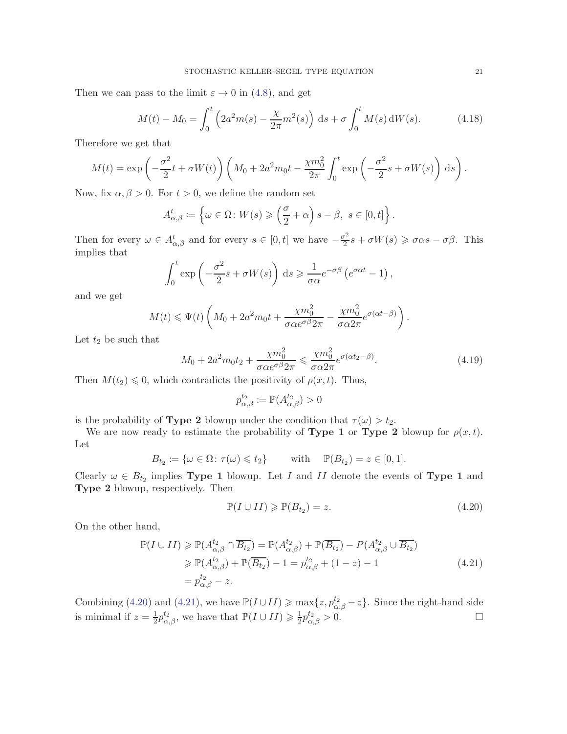Then we can pass to the limit $\varepsilon \to 0$ in (4.8), and get

$$M(t) - M_0 = \int_0^t \left(2a^2 m(s) - \frac{\chi}{2\pi} m^2(s)\right) \mathrm{d}s + \sigma \int_0^t M(s)\,\mathrm{d}W(s). \tag{4.18}$$

Therefore we get that

$$M(t) = \exp\left(-\frac{\sigma^2}{2}t + \sigma W(t)\right)\left(M_0 + 2a^2 m_0 t - \frac{\chi m_0^2}{2\pi}\int_0^t \exp\left(-\frac{\sigma^2}{2}s + \sigma W(s)\right) \mathrm{d}s\right).$$

Now, fix $\alpha, \beta > 0$. For $t > 0$, we define the random set

$$A_{\alpha,\beta}^t := \left\{\omega \in \Omega\colon W(s) \geqslant \left(\frac{\sigma}{2} + \alpha\right)s - \beta,\ s \in [0,t]\right\}.$$

Then for every $\omega \in A_{\alpha,\beta}^t$ and for every $s \in [0,t]$ we have $-\frac{\sigma^2}{2}s + \sigma W(s) \geqslant \sigma\alpha s - \sigma\beta$. This implies that

$$\int_0^t \exp\left(-\frac{\sigma^2}{2}s + \sigma W(s)\right) \mathrm{d}s \geqslant \frac{1}{\sigma\alpha}e^{-\sigma\beta}\left(e^{\sigma\alpha t} - 1\right),$$

and we get

$$M(t) \leqslant \Psi(t)\left(M_0 + 2a^2 m_0 t + \frac{\chi m_0^2}{\sigma\alpha e^{\sigma\beta} 2\pi} - \frac{\chi m_0^2}{\sigma\alpha 2\pi}e^{\sigma(\alpha t - \beta)}\right).$$

Let $t_2$ be such that

$$M_0 + 2a^2 m_0 t_2 + \frac{\chi m_0^2}{\sigma\alpha e^{\sigma\beta} 2\pi} \leqslant \frac{\chi m_0^2}{\sigma\alpha 2\pi}e^{\sigma(\alpha t_2 - \beta)}. \tag{4.19}$$

Then $M(t_2) \leqslant 0$, which contradicts the positivity of $\rho(x,t)$. Thus,

$$p_{\alpha,\beta}^{t_2} := \mathbb{P}(A_{\alpha,\beta}^{t_2}) > 0$$

is the probability of **Type 2** blowup under the condition that $\tau(\omega) > t_2$.

We are now ready to estimate the probability of **Type 1** or **Type 2** blowup for $\rho(x,t)$. Let

$$B_{t_2} := \{\omega \in \Omega\colon \tau(\omega) \leqslant t_2\} \qquad \text{with} \quad \mathbb{P}(B_{t_2}) = z \in [0,1].$$

Clearly $\omega \in B_{t_2}$ implies **Type 1** blowup. Let $I$ and $II$ denote the events of **Type 1** and **Type 2** blowup, respectively. Then

$$\mathbb{P}(I \cup II) \geqslant \mathbb{P}(B_{t_2}) = z. \tag{4.20}$$

On the other hand,

$$\begin{aligned}
\mathbb{P}(I \cup II) &\geqslant \mathbb{P}(A_{\alpha,\beta}^{t_2} \cap \overline{B_{t_2}}) = \mathbb{P}(A_{\alpha,\beta}^{t_2}) + \mathbb{P}(\overline{B_{t_2}}) - P(A_{\alpha,\beta}^{t_2} \cup \overline{B_{t_2}}) \\
&\geqslant \mathbb{P}(A_{\alpha,\beta}^{t_2}) + \mathbb{P}(\overline{B_{t_2}}) - 1 = p_{\alpha,\beta}^{t_2} + (1-z) - 1 \\
&= p_{\alpha,\beta}^{t_2} - z.
\end{aligned} \tag{4.21}$$

Combining (4.20) and (4.21), we have $\mathbb{P}(I \cup II) \geqslant \max\{z, p_{\alpha,\beta}^{t_2} - z\}$. Since the right-hand side is minimal if $z = \frac{1}{2}p_{\alpha,\beta}^{t_2}$, we have that $\mathbb{P}(I \cup II) \geqslant \frac{1}{2}p_{\alpha,\beta}^{t_2} > 0$. $\square$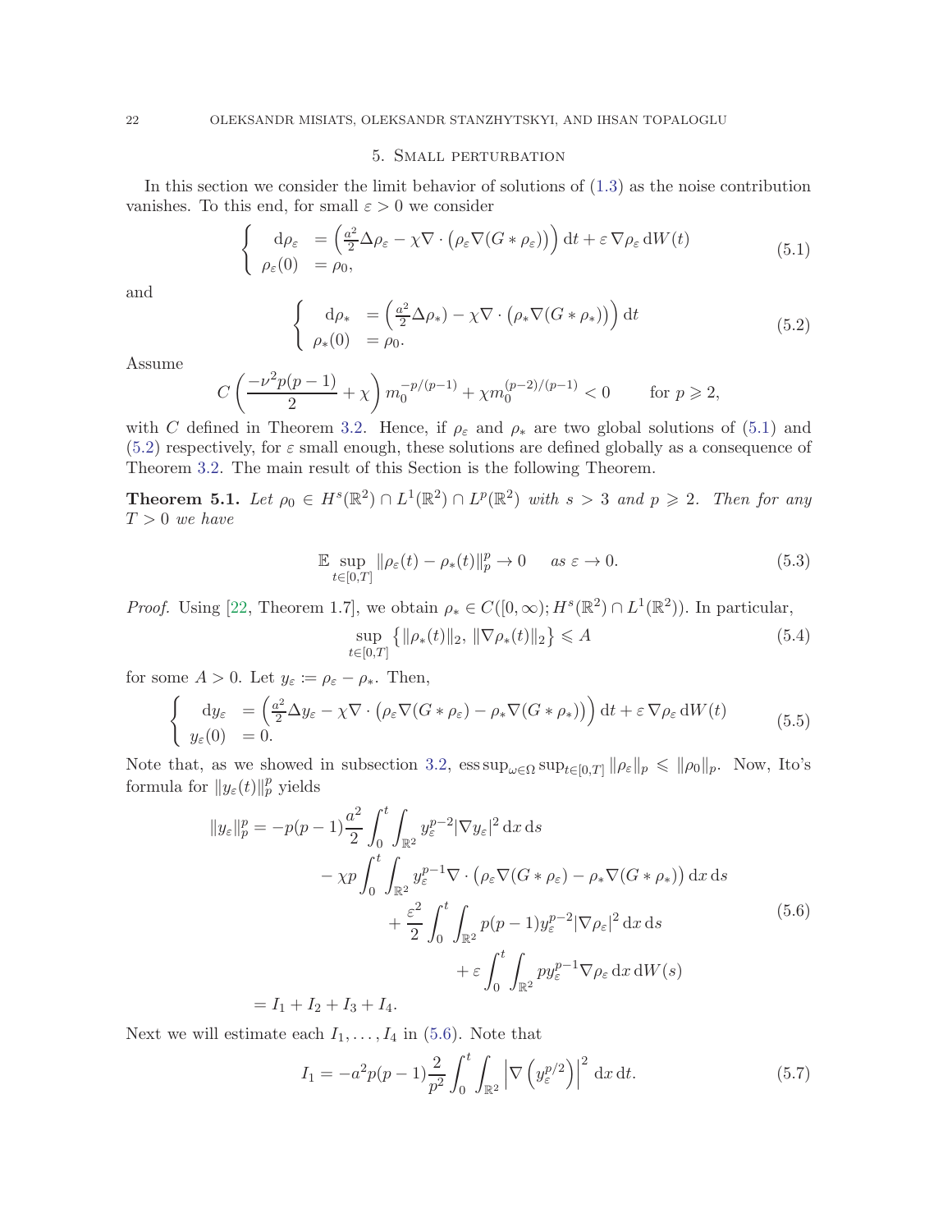## 5. Small perturbation

In this section we consider the limit behavior of solutions of (1.3) as the noise contribution vanishes. To this end, for small $\varepsilon > 0$ we consider

$$
\begin{cases} \mathrm{d}\rho_\varepsilon &= \left(\frac{a^2}{2}\Delta\rho_\varepsilon - \chi\nabla\cdot\left(\rho_\varepsilon\nabla(G*\rho_\varepsilon)\right)\right)\mathrm{d}t + \varepsilon\,\nabla\rho_\varepsilon\,\mathrm{d}W(t) \\ \rho_\varepsilon(0) &= \rho_0, \end{cases} \tag{5.1}
$$

and

$$
\begin{cases} \mathrm{d}\rho_* &= \left(\frac{a^2}{2}\Delta\rho_*) - \chi\nabla\cdot\left(\rho_*\nabla(G*\rho_*)\right)\right)\mathrm{d}t \\ \rho_*(0) &= \rho_0. \end{cases} \tag{5.2}
$$

Assume

$$
C\left(\frac{-\nu^2 p(p-1)}{2} + \chi\right) m_0^{-p/(p-1)} + \chi m_0^{(p-2)/(p-1)} < 0 \qquad \text{for } p \geqslant 2,
$$

with $C$ defined in Theorem 3.2. Hence, if $\rho_\varepsilon$ and $\rho_*$ are two global solutions of (5.1) and (5.2) respectively, for $\varepsilon$ small enough, these solutions are defined globally as a consequence of Theorem 3.2. The main result of this Section is the following Theorem.

**Theorem 5.1.** *Let $\rho_0 \in H^s(\mathbb{R}^2)\cap L^1(\mathbb{R}^2)\cap L^p(\mathbb{R}^2)$ with $s > 3$ and $p \geqslant 2$. Then for any $T > 0$ we have*

$$
\mathbb{E}\sup_{t\in[0,T]}\|\rho_\varepsilon(t) - \rho_*(t)\|_p^p \to 0 \qquad \text{as } \varepsilon \to 0. \tag{5.3}
$$

*Proof.* Using [22, Theorem 1.7], we obtain $\rho_* \in C([0,\infty); H^s(\mathbb{R}^2)\cap L^1(\mathbb{R}^2))$. In particular,

$$
\sup_{t\in[0,T]}\left\{\|\rho_*(t)\|_2,\ \|\nabla\rho_*(t)\|_2\right\} \leqslant A \tag{5.4}
$$

for some $A > 0$. Let $y_\varepsilon := \rho_\varepsilon - \rho_*$. Then,

$$
\begin{cases} \mathrm{d}y_\varepsilon &= \left(\frac{a^2}{2}\Delta y_\varepsilon - \chi\nabla\cdot\left(\rho_\varepsilon\nabla(G*\rho_\varepsilon) - \rho_*\nabla(G*\rho_*)\right)\right)\mathrm{d}t + \varepsilon\,\nabla\rho_\varepsilon\,\mathrm{d}W(t) \\ y_\varepsilon(0) &= 0. \end{cases} \tag{5.5}
$$

Note that, as we showed in subsection 3.2, $\operatorname{ess\,sup}_{\omega\in\Omega}\sup_{t\in[0,T]}\|\rho_\varepsilon\|_p \leqslant \|\rho_0\|_p$. Now, Ito's formula for $\|y_\varepsilon(t)\|_p^p$ yields

$$
\begin{aligned}
\|y_\varepsilon\|_p^p = &-p(p-1)\frac{a^2}{2}\int_0^t\int_{\mathbb{R}^2} y_\varepsilon^{p-2}|\nabla y_\varepsilon|^2\,\mathrm{d}x\,\mathrm{d}s \\
&- \chi p\int_0^t\int_{\mathbb{R}^2} y_\varepsilon^{p-1}\nabla\cdot\left(\rho_\varepsilon\nabla(G*\rho_\varepsilon) - \rho_*\nabla(G*\rho_*)\right)\mathrm{d}x\,\mathrm{d}s \\
&+ \frac{\varepsilon^2}{2}\int_0^t\int_{\mathbb{R}^2} p(p-1)y_\varepsilon^{p-2}|\nabla\rho_\varepsilon|^2\,\mathrm{d}x\,\mathrm{d}s \\
&+ \varepsilon\int_0^t\int_{\mathbb{R}^2} p y_\varepsilon^{p-1}\nabla\rho_\varepsilon\,\mathrm{d}x\,\mathrm{d}W(s) \\
= &\ I_1 + I_2 + I_3 + I_4.
\end{aligned} \tag{5.6}
$$

Next we will estimate each $I_1,\ldots,I_4$ in (5.6). Note that

$$
I_1 = -a^2 p(p-1)\frac{2}{p^2}\int_0^t\int_{\mathbb{R}^2}\left|\nabla\left(y_\varepsilon^{p/2}\right)\right|^2\,\mathrm{d}x\,\mathrm{d}t. \tag{5.7}
$$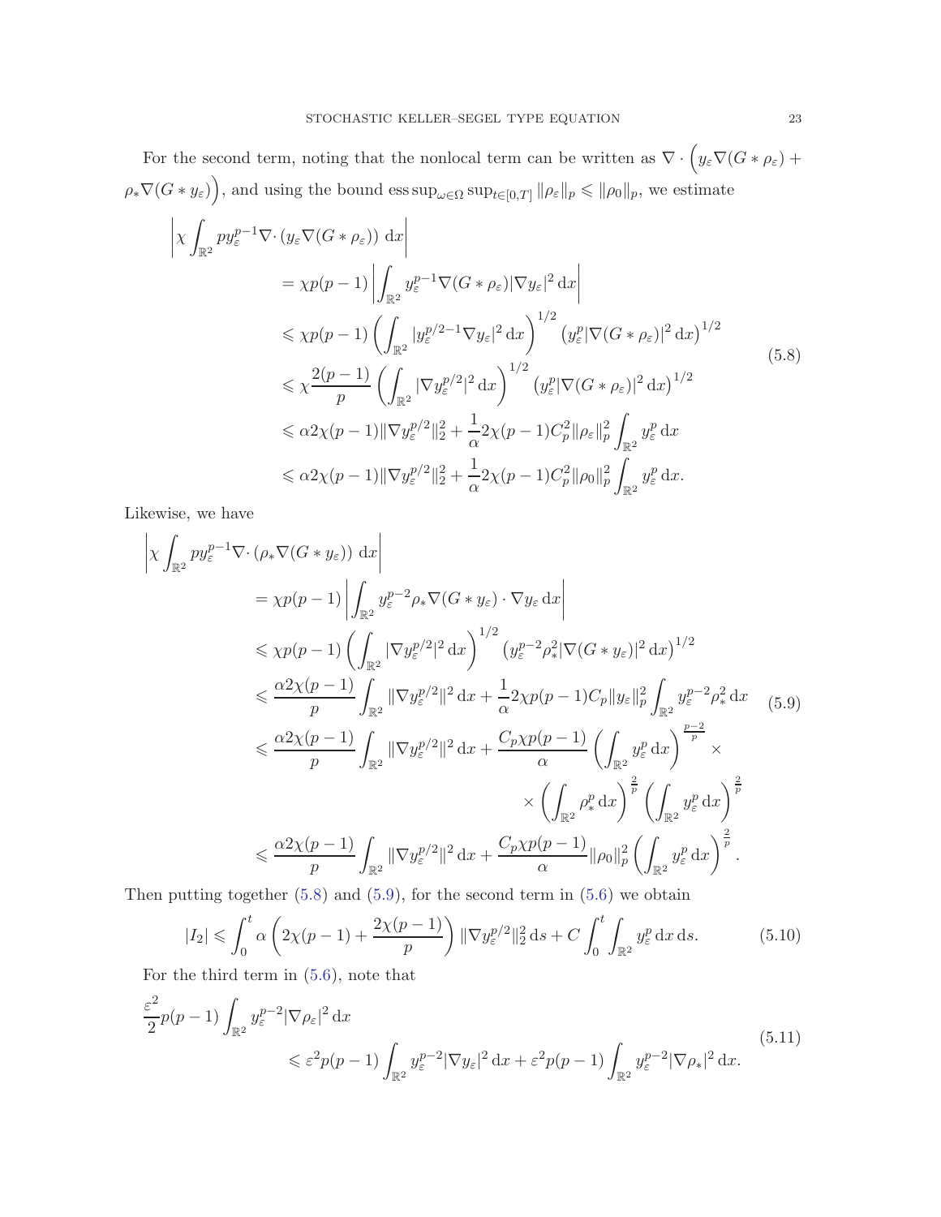For the second term, noting that the nonlocal term can be written as $\nabla\cdot\Big(y_\varepsilon\nabla(G*\rho_\varepsilon)+\rho_*\nabla(G*y_\varepsilon)\Big)$, and using the bound $\operatorname{ess\,sup}_{\omega\in\Omega}\sup_{t\in[0,T]}\|\rho_\varepsilon\|_p\leqslant\|\rho_0\|_p$, we estimate

$$
\begin{aligned}
\Big|\chi\int_{\mathbb{R}^2} p y_\varepsilon^{p-1}\nabla\cdot\left(y_\varepsilon\nabla(G*\rho_\varepsilon)\right)\,\mathrm{d}x\Big|
&= \chi p(p-1)\left|\int_{\mathbb{R}^2} y_\varepsilon^{p-1}\nabla(G*\rho_\varepsilon)|\nabla y_\varepsilon|^2\,\mathrm{d}x\right|\\
&\leqslant \chi p(p-1)\left(\int_{\mathbb{R}^2}|y_\varepsilon^{p/2-1}\nabla y_\varepsilon|^2\,\mathrm{d}x\right)^{1/2}\left(y_\varepsilon^p|\nabla(G*\rho_\varepsilon)|^2\,\mathrm{d}x\right)^{1/2}\\
&\leqslant \chi\frac{2(p-1)}{p}\left(\int_{\mathbb{R}^2}|\nabla y_\varepsilon^{p/2}|^2\,\mathrm{d}x\right)^{1/2}\left(y_\varepsilon^p|\nabla(G*\rho_\varepsilon)|^2\,\mathrm{d}x\right)^{1/2}\\
&\leqslant \alpha 2\chi(p-1)\|\nabla y_\varepsilon^{p/2}\|_2^2+\frac{1}{\alpha}2\chi(p-1)C_p^2\|\rho_\varepsilon\|_p^2\int_{\mathbb{R}^2}y_\varepsilon^p\,\mathrm{d}x\\
&\leqslant \alpha 2\chi(p-1)\|\nabla y_\varepsilon^{p/2}\|_2^2+\frac{1}{\alpha}2\chi(p-1)C_p^2\|\rho_0\|_p^2\int_{\mathbb{R}^2}y_\varepsilon^p\,\mathrm{d}x.
\end{aligned}
\tag{5.8}
$$

Likewise, we have

$$
\begin{aligned}
\Big|\chi\int_{\mathbb{R}^2} p y_\varepsilon^{p-1}\nabla\cdot\left(\rho_*\nabla(G*y_\varepsilon)\right)\,\mathrm{d}x\Big|
&= \chi p(p-1)\left|\int_{\mathbb{R}^2} y_\varepsilon^{p-2}\rho_*\nabla(G*y_\varepsilon)\cdot\nabla y_\varepsilon\,\mathrm{d}x\right|\\
&\leqslant \chi p(p-1)\left(\int_{\mathbb{R}^2}|\nabla y_\varepsilon^{p/2}|^2\,\mathrm{d}x\right)^{1/2}\left(y_\varepsilon^{p-2}\rho_*^2|\nabla(G*y_\varepsilon)|^2\,\mathrm{d}x\right)^{1/2}\\
&\leqslant \frac{\alpha 2\chi(p-1)}{p}\int_{\mathbb{R}^2}\|\nabla y_\varepsilon^{p/2}\|^2\,\mathrm{d}x+\frac{1}{\alpha}2\chi p(p-1)C_p\|y_\varepsilon\|_p^2\int_{\mathbb{R}^2}y_\varepsilon^{p-2}\rho_*^2\,\mathrm{d}x\\
&\leqslant \frac{\alpha 2\chi(p-1)}{p}\int_{\mathbb{R}^2}\|\nabla y_\varepsilon^{p/2}\|^2\,\mathrm{d}x+\frac{C_p\chi p(p-1)}{\alpha}\left(\int_{\mathbb{R}^2}y_\varepsilon^p\,\mathrm{d}x\right)^{\frac{p-2}{p}}\times\\
&\qquad\qquad\times\left(\int_{\mathbb{R}^2}\rho_*^p\,\mathrm{d}x\right)^{\frac{2}{p}}\left(\int_{\mathbb{R}^2}y_\varepsilon^p\,\mathrm{d}x\right)^{\frac{2}{p}}\\
&\leqslant \frac{\alpha 2\chi(p-1)}{p}\int_{\mathbb{R}^2}\|\nabla y_\varepsilon^{p/2}\|^2\,\mathrm{d}x+\frac{C_p\chi p(p-1)}{\alpha}\|\rho_0\|_p^2\left(\int_{\mathbb{R}^2}y_\varepsilon^p\,\mathrm{d}x\right)^{\frac{2}{p}}.
\end{aligned}
\tag{5.9}
$$

Then putting together (5.8) and (5.9), for the second term in (5.6) we obtain

$$
|I_2|\leqslant\int_0^t\alpha\left(2\chi(p-1)+\frac{2\chi(p-1)}{p}\right)\|\nabla y_\varepsilon^{p/2}\|_2^2\,\mathrm{d}s+C\int_0^t\int_{\mathbb{R}^2}y_\varepsilon^p\,\mathrm{d}x\,\mathrm{d}s.
\tag{5.10}
$$

For the third term in (5.6), note that

$$
\begin{aligned}
&\frac{\varepsilon^2}{2}p(p-1)\int_{\mathbb{R}^2}y_\varepsilon^{p-2}|\nabla\rho_\varepsilon|^2\,\mathrm{d}x\\
&\qquad\qquad\leqslant \varepsilon^2p(p-1)\int_{\mathbb{R}^2}y_\varepsilon^{p-2}|\nabla y_\varepsilon|^2\,\mathrm{d}x+\varepsilon^2p(p-1)\int_{\mathbb{R}^2}y_\varepsilon^{p-2}|\nabla\rho_*|^2\,\mathrm{d}x.
\end{aligned}
\tag{5.11}
$$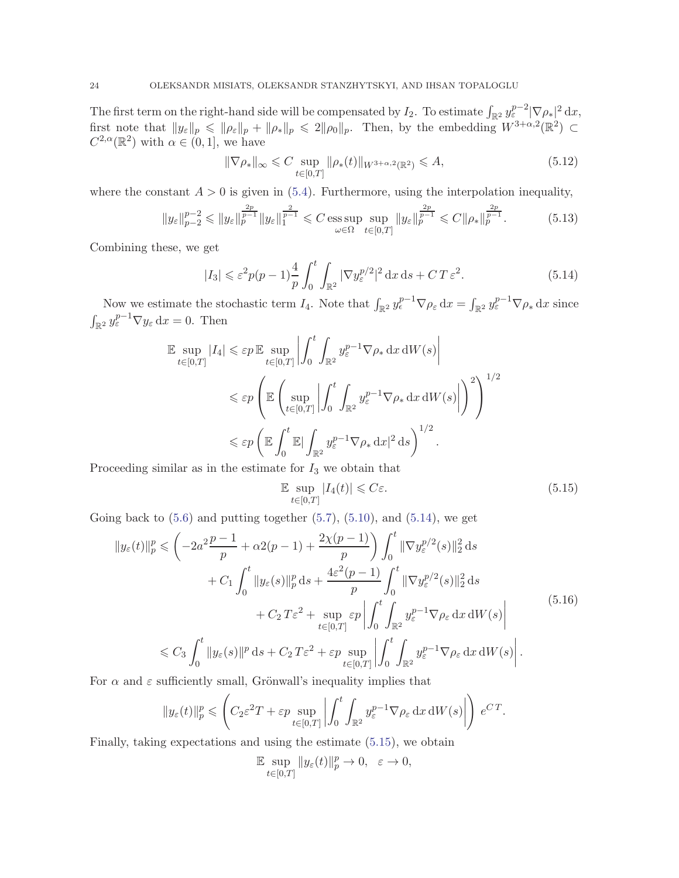The first term on the right-hand side will be compensated by $I_2$. To estimate $\int_{\mathbb{R}^2} y_\varepsilon^{p-2}|\nabla\rho_*|^2\,\mathrm{d}x$, first note that $\|y_\varepsilon\|_p \leqslant \|\rho_\varepsilon\|_p + \|\rho_*\|_p \leqslant 2\|\rho_0\|_p$. Then, by the embedding $W^{3+\alpha,2}(\mathbb{R}^2) \subset C^{2,\alpha}(\mathbb{R}^2)$ with $\alpha \in (0,1]$, we have

$$\|\nabla\rho_*\|_\infty \leqslant C \sup_{t\in[0,T]} \|\rho_*(t)\|_{W^{3+\alpha,2}(\mathbb{R}^2)} \leqslant A, \tag{5.12}$$

where the constant $A > 0$ is given in (5.4). Furthermore, using the interpolation inequality,

$$\|y_\varepsilon\|_{p-2}^{p-2} \leqslant \|y_\varepsilon\|_p^{\frac{2p}{p-1}} \|y_\varepsilon\|_1^{\frac{2}{p-1}} \leqslant C \operatorname*{ess\,sup}_{\omega\in\Omega} \sup_{t\in[0,T]} \|y_\varepsilon\|_p^{\frac{2p}{p-1}} \leqslant C\|\rho_*\|_p^{\frac{2p}{p-1}}. \tag{5.13}$$

Combining these, we get

$$|I_3| \leqslant \varepsilon^2 p(p-1)\frac{4}{p}\int_0^t \int_{\mathbb{R}^2} |\nabla y_\varepsilon^{p/2}|^2\,\mathrm{d}x\,\mathrm{d}s + C\,T\,\varepsilon^2. \tag{5.14}$$

Now we estimate the stochastic term $I_4$. Note that $\int_{\mathbb{R}^2} y_\epsilon^{p-1}\nabla\rho_\varepsilon\,\mathrm{d}x = \int_{\mathbb{R}^2} y_\varepsilon^{p-1}\nabla\rho_*\,\mathrm{d}x$ since $\int_{\mathbb{R}^2} y_\varepsilon^{p-1}\nabla y_\varepsilon\,\mathrm{d}x = 0$. Then

$$\begin{aligned}
\mathbb{E}\sup_{t\in[0,T]} |I_4| &\leqslant \varepsilon p\,\mathbb{E}\sup_{t\in[0,T]}\left|\int_0^t \int_{\mathbb{R}^2} y_\varepsilon^{p-1}\nabla\rho_*\,\mathrm{d}x\,\mathrm{d}W(s)\right| \\
&\leqslant \varepsilon p\left(\mathbb{E}\left(\sup_{t\in[0,T]}\left|\int_0^t \int_{\mathbb{R}^2} y_\varepsilon^{p-1}\nabla\rho_*\,\mathrm{d}x\,\mathrm{d}W(s)\right|\right)^2\right)^{1/2} \\
&\leqslant \varepsilon p\left(\mathbb{E}\int_0^t \mathbb{E}|\int_{\mathbb{R}^2} y_\varepsilon^{p-1}\nabla\rho_*\,\mathrm{d}x|^2\,\mathrm{d}s\right)^{1/2}.
\end{aligned}$$

Proceeding similar as in the estimate for $I_3$ we obtain that

$$\mathbb{E}\sup_{t\in[0,T]} |I_4(t)| \leqslant C\varepsilon. \tag{5.15}$$

Going back to (5.6) and putting together (5.7), (5.10), and (5.14), we get

$$\begin{aligned}
\|y_\varepsilon(t)\|_p^p &\leqslant \left(-2a^2\frac{p-1}{p} + \alpha 2(p-1) + \frac{2\chi(p-1)}{p}\right)\int_0^t \|\nabla y_\varepsilon^{p/2}(s)\|_2^2\,\mathrm{d}s \\
&\quad + C_1\int_0^t \|y_\varepsilon(s)\|_p^p\,\mathrm{d}s + \frac{4\varepsilon^2(p-1)}{p}\int_0^t \|\nabla y_\varepsilon^{p/2}(s)\|_2^2\,\mathrm{d}s \\
&\quad\quad + C_2\,T\varepsilon^2 + \sup_{t\in[0,T]} \varepsilon p\left|\int_0^t \int_{\mathbb{R}^2} y_\varepsilon^{p-1}\nabla\rho_\varepsilon\,\mathrm{d}x\,\mathrm{d}W(s)\right| \\
&\leqslant C_3\int_0^t \|y_\varepsilon(s)\|^p\,\mathrm{d}s + C_2\,T\varepsilon^2 + \varepsilon p\sup_{t\in[0,T]}\left|\int_0^t \int_{\mathbb{R}^2} y_\varepsilon^{p-1}\nabla\rho_\varepsilon\,\mathrm{d}x\,\mathrm{d}W(s)\right|.
\end{aligned} \tag{5.16}$$

For $\alpha$ and $\varepsilon$ sufficiently small, Grönwall's inequality implies that

$$\|y_\varepsilon(t)\|_p^p \leqslant \left(C_2\varepsilon^2 T + \varepsilon p\sup_{t\in[0,T]}\left|\int_0^t \int_{\mathbb{R}^2} y_\varepsilon^{p-1}\nabla\rho_\varepsilon\,\mathrm{d}x\,\mathrm{d}W(s)\right|\right) e^{C\,T}.$$

Finally, taking expectations and using the estimate (5.15), we obtain

$$\mathbb{E}\sup_{t\in[0,T]} \|y_\varepsilon(t)\|_p^p \to 0, \quad \varepsilon \to 0,$$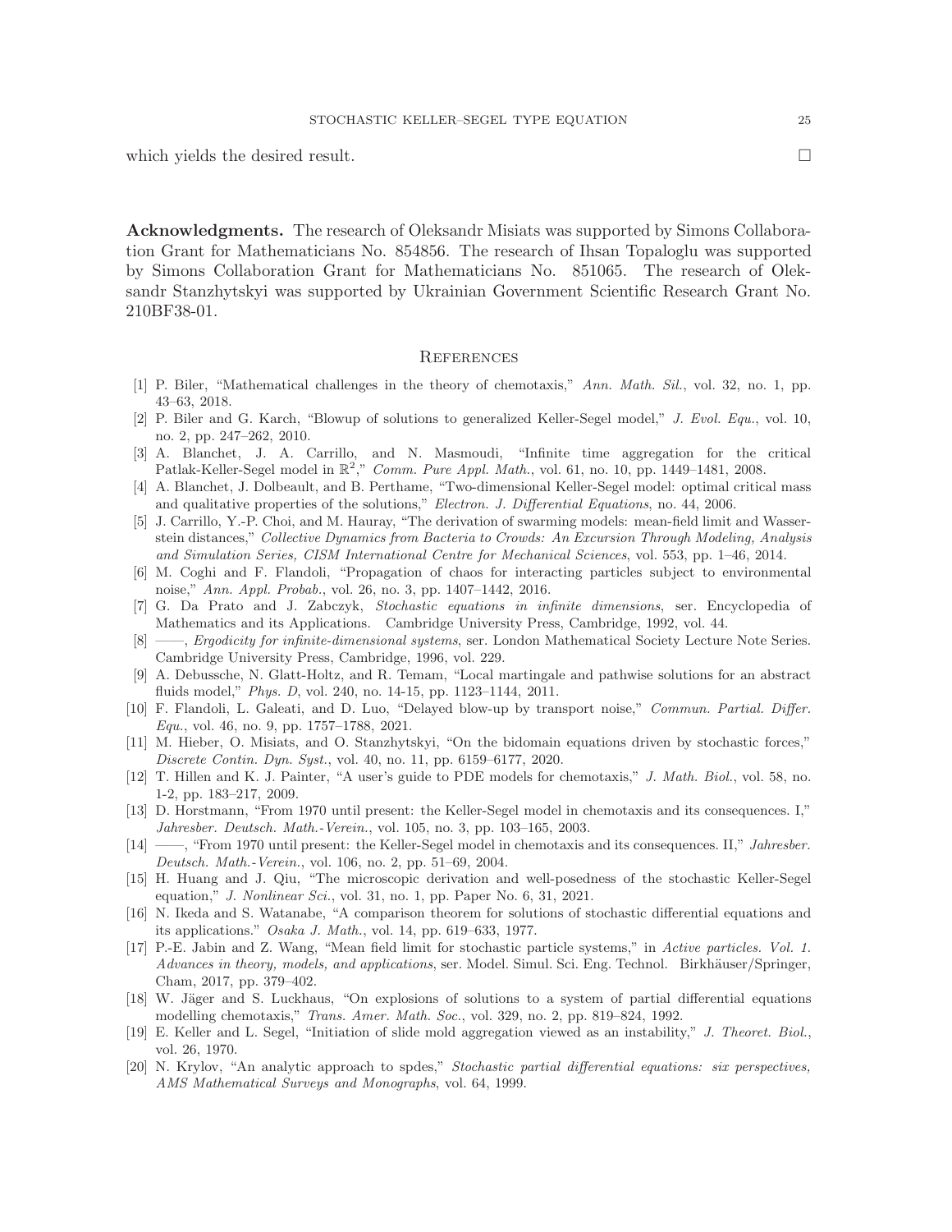which yields the desired result. □

**Acknowledgments.** The research of Oleksandr Misiats was supported by Simons Collaboration Grant for Mathematicians No. 854856. The research of Ihsan Topaloglu was supported by Simons Collaboration Grant for Mathematicians No. 851065. The research of Oleksandr Stanzhytskyi was supported by Ukrainian Government Scientific Research Grant No. 210BF38-01.

## References

[1] P. Biler, "Mathematical challenges in the theory of chemotaxis," *Ann. Math. Sil.*, vol. 32, no. 1, pp. 43–63, 2018.

[2] P. Biler and G. Karch, "Blowup of solutions to generalized Keller-Segel model," *J. Evol. Equ.*, vol. 10, no. 2, pp. 247–262, 2010.

[3] A. Blanchet, J. A. Carrillo, and N. Masmoudi, "Infinite time aggregation for the critical Patlak-Keller-Segel model in $\mathbb{R}^2$," *Comm. Pure Appl. Math.*, vol. 61, no. 10, pp. 1449–1481, 2008.

[4] A. Blanchet, J. Dolbeault, and B. Perthame, "Two-dimensional Keller-Segel model: optimal critical mass and qualitative properties of the solutions," *Electron. J. Differential Equations*, no. 44, 2006.

[5] J. Carrillo, Y.-P. Choi, and M. Hauray, "The derivation of swarming models: mean-field limit and Wasserstein distances," *Collective Dynamics from Bacteria to Crowds: An Excursion Through Modeling, Analysis and Simulation Series, CISM International Centre for Mechanical Sciences*, vol. 553, pp. 1–46, 2014.

[6] M. Coghi and F. Flandoli, "Propagation of chaos for interacting particles subject to environmental noise," *Ann. Appl. Probab.*, vol. 26, no. 3, pp. 1407–1442, 2016.

[7] G. Da Prato and J. Zabczyk, *Stochastic equations in infinite dimensions*, ser. Encyclopedia of Mathematics and its Applications. Cambridge University Press, Cambridge, 1992, vol. 44.

[8] ——, *Ergodicity for infinite-dimensional systems*, ser. London Mathematical Society Lecture Note Series. Cambridge University Press, Cambridge, 1996, vol. 229.

[9] A. Debussche, N. Glatt-Holtz, and R. Temam, "Local martingale and pathwise solutions for an abstract fluids model," *Phys. D*, vol. 240, no. 14-15, pp. 1123–1144, 2011.

[10] F. Flandoli, L. Galeati, and D. Luo, "Delayed blow-up by transport noise," *Commun. Partial. Differ. Equ.*, vol. 46, no. 9, pp. 1757–1788, 2021.

[11] M. Hieber, O. Misiats, and O. Stanzhytskyi, "On the bidomain equations driven by stochastic forces," *Discrete Contin. Dyn. Syst.*, vol. 40, no. 11, pp. 6159–6177, 2020.

[12] T. Hillen and K. J. Painter, "A user's guide to PDE models for chemotaxis," *J. Math. Biol.*, vol. 58, no. 1-2, pp. 183–217, 2009.

[13] D. Horstmann, "From 1970 until present: the Keller-Segel model in chemotaxis and its consequences. I," *Jahresber. Deutsch. Math.-Verein.*, vol. 105, no. 3, pp. 103–165, 2003.

[14] ——, "From 1970 until present: the Keller-Segel model in chemotaxis and its consequences. II," *Jahresber. Deutsch. Math.-Verein.*, vol. 106, no. 2, pp. 51–69, 2004.

[15] H. Huang and J. Qiu, "The microscopic derivation and well-posedness of the stochastic Keller-Segel equation," *J. Nonlinear Sci.*, vol. 31, no. 1, pp. Paper No. 6, 31, 2021.

[16] N. Ikeda and S. Watanabe, "A comparison theorem for solutions of stochastic differential equations and its applications." *Osaka J. Math.*, vol. 14, pp. 619–633, 1977.

[17] P.-E. Jabin and Z. Wang, "Mean field limit for stochastic particle systems," in *Active particles. Vol. 1. Advances in theory, models, and applications*, ser. Model. Simul. Sci. Eng. Technol. Birkhäuser/Springer, Cham, 2017, pp. 379–402.

[18] W. Jäger and S. Luckhaus, "On explosions of solutions to a system of partial differential equations modelling chemotaxis," *Trans. Amer. Math. Soc.*, vol. 329, no. 2, pp. 819–824, 1992.

[19] E. Keller and L. Segel, "Initiation of slide mold aggregation viewed as an instability," *J. Theoret. Biol.*, vol. 26, 1970.

[20] N. Krylov, "An analytic approach to spdes," *Stochastic partial differential equations: six perspectives, AMS Mathematical Surveys and Monographs*, vol. 64, 1999.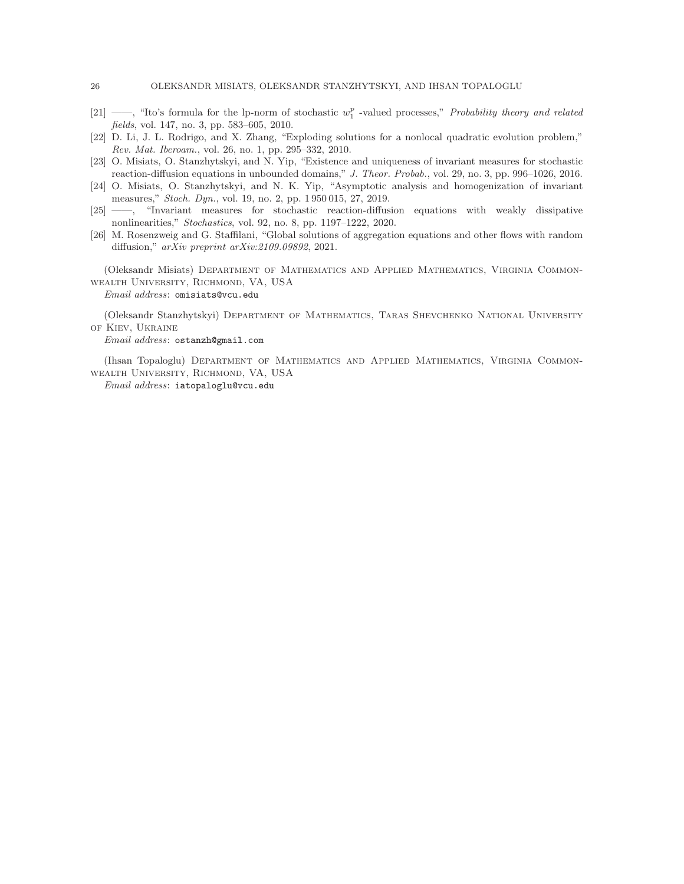[21] ——, "Ito's formula for the lp-norm of stochastic $w_1^p$ -valued processes," *Probability theory and related fields*, vol. 147, no. 3, pp. 583–605, 2010.

[22] D. Li, J. L. Rodrigo, and X. Zhang, "Exploding solutions for a nonlocal quadratic evolution problem," *Rev. Mat. Iberoam.*, vol. 26, no. 1, pp. 295–332, 2010.

[23] O. Misiats, O. Stanzhytskyi, and N. Yip, "Existence and uniqueness of invariant measures for stochastic reaction-diffusion equations in unbounded domains," *J. Theor. Probab.*, vol. 29, no. 3, pp. 996–1026, 2016.

[24] O. Misiats, O. Stanzhytskyi, and N. K. Yip, "Asymptotic analysis and homogenization of invariant measures," *Stoch. Dyn.*, vol. 19, no. 2, pp. 1 950 015, 27, 2019.

[25] ——, "Invariant measures for stochastic reaction-diffusion equations with weakly dissipative nonlinearities," *Stochastics*, vol. 92, no. 8, pp. 1197–1222, 2020.

[26] M. Rosenzweig and G. Staffilani, "Global solutions of aggregation equations and other flows with random diffusion," *arXiv preprint arXiv:2109.09892*, 2021.

(Oleksandr Misiats) Department of Mathematics and Applied Mathematics, Virginia Commonwealth University, Richmond, VA, USA

*Email address*: omisiats@vcu.edu

(Oleksandr Stanzhytskyi) Department of Mathematics, Taras Shevchenko National University of Kiev, Ukraine

*Email address*: ostanzh@gmail.com

(Ihsan Topaloglu) Department of Mathematics and Applied Mathematics, Virginia Commonwealth University, Richmond, VA, USA

*Email address*: iatopaloglu@vcu.edu